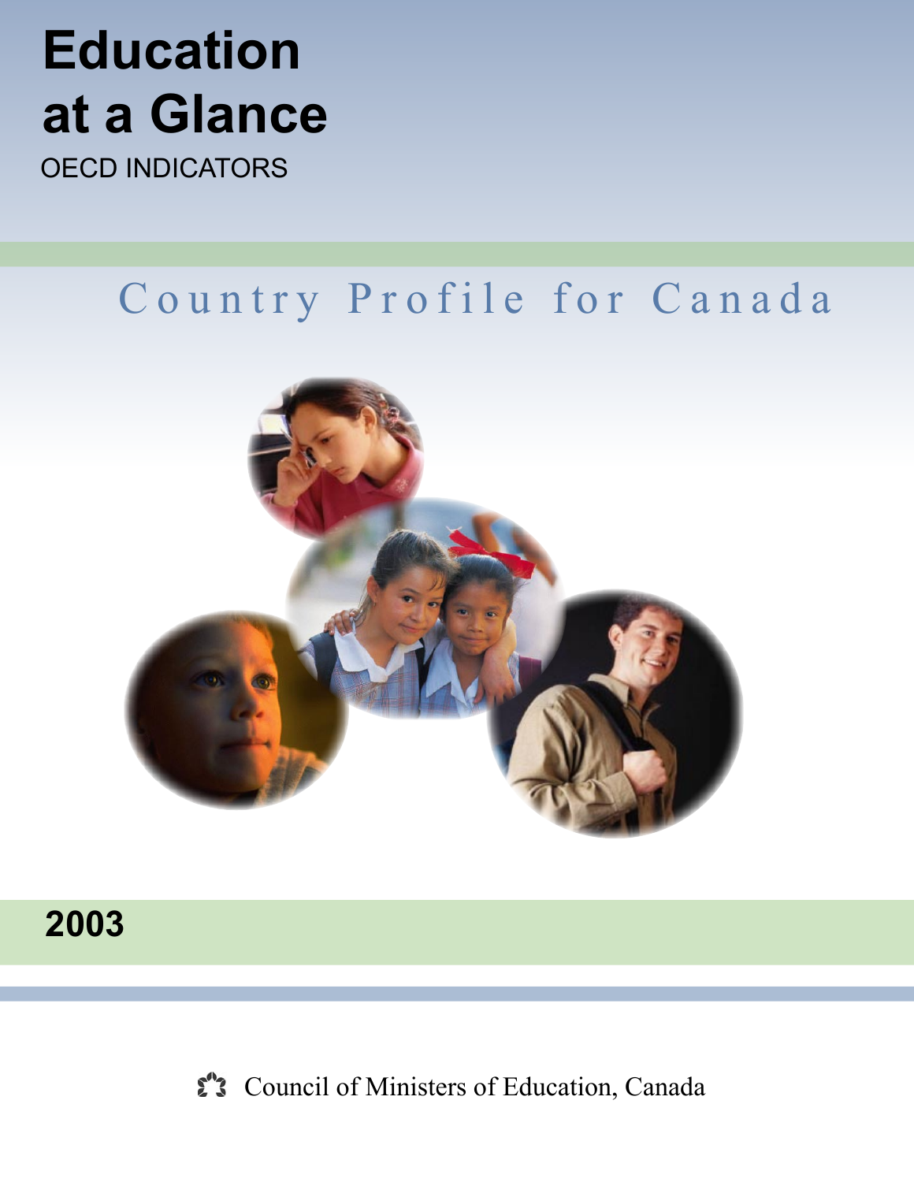# Education at a Glance

OECD INDICATORS

## Country Profile for Canada

**2003**

Council of Ministers of Education, Canada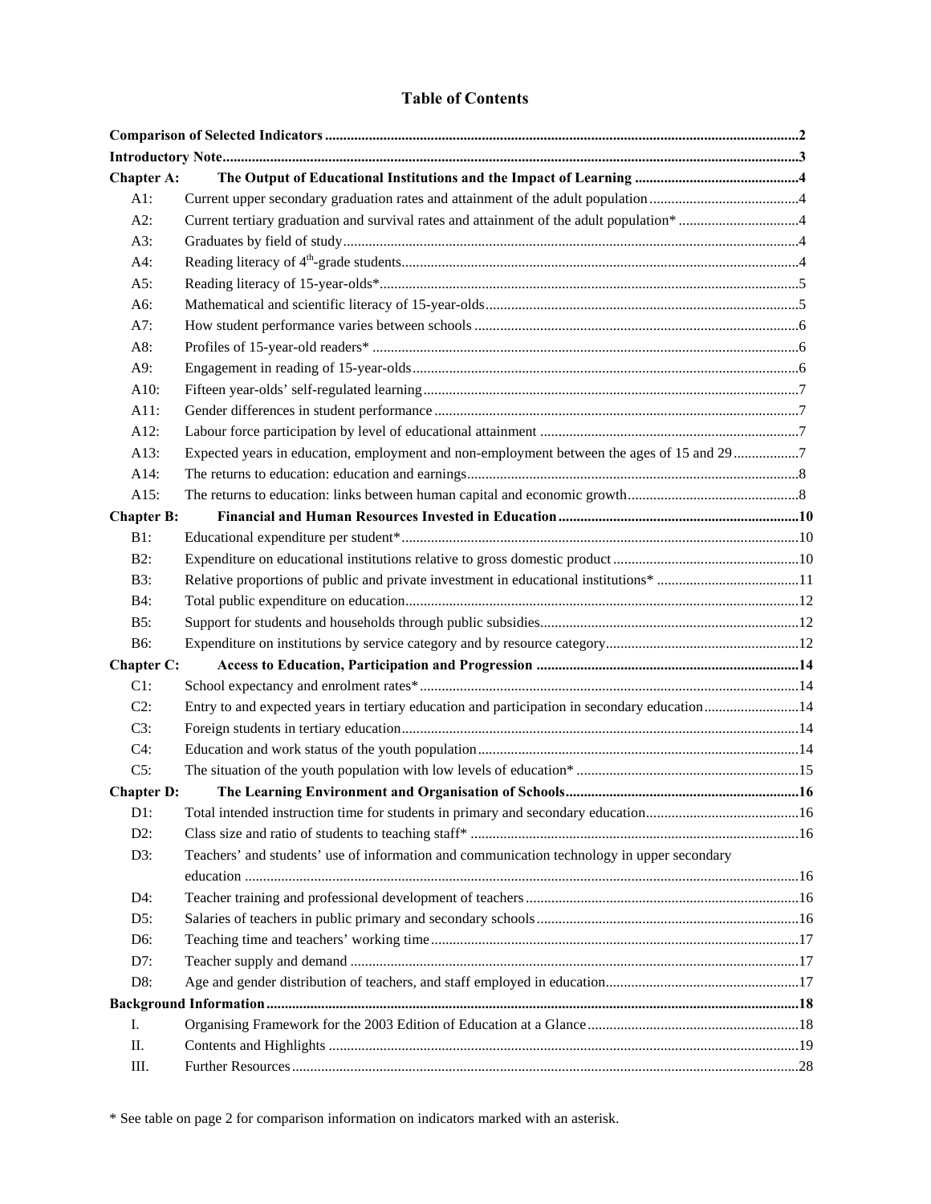# Table of Contents

| | | |
|---|---|---|
| **Comparison of Selected Indicators** | | **2** |
| **Introductory Note** | | **3** |
| **Chapter A:** | **The Output of Educational Institutions and the Impact of Learning** | **4** |
| A1: | Current upper secondary graduation rates and attainment of the adult population | 4 |
| A2: | Current tertiary graduation and survival rates and attainment of the adult population* | 4 |
| A3: | Graduates by field of study | 4 |
| A4: | Reading literacy of 4th-grade students | 4 |
| A5: | Reading literacy of 15-year-olds* | 5 |
| A6: | Mathematical and scientific literacy of 15-year-olds | 5 |
| A7: | How student performance varies between schools | 6 |
| A8: | Profiles of 15-year-old readers* | 6 |
| A9: | Engagement in reading of 15-year-olds | 6 |
| A10: | Fifteen year-olds' self-regulated learning | 7 |
| A11: | Gender differences in student performance | 7 |
| A12: | Labour force participation by level of educational attainment | 7 |
| A13: | Expected years in education, employment and non-employment between the ages of 15 and 29 | 7 |
| A14: | The returns to education: education and earnings | 8 |
| A15: | The returns to education: links between human capital and economic growth | 8 |
| **Chapter B:** | **Financial and Human Resources Invested in Education** | **10** |
| B1: | Educational expenditure per student* | 10 |
| B2: | Expenditure on educational institutions relative to gross domestic product | 10 |
| B3: | Relative proportions of public and private investment in educational institutions* | 11 |
| B4: | Total public expenditure on education | 12 |
| B5: | Support for students and households through public subsidies | 12 |
| B6: | Expenditure on institutions by service category and by resource category | 12 |
| **Chapter C:** | **Access to Education, Participation and Progression** | **14** |
| C1: | School expectancy and enrolment rates* | 14 |
| C2: | Entry to and expected years in tertiary education and participation in secondary education | 14 |
| C3: | Foreign students in tertiary education | 14 |
| C4: | Education and work status of the youth population | 14 |
| C5: | The situation of the youth population with low levels of education* | 15 |
| **Chapter D:** | **The Learning Environment and Organisation of Schools** | **16** |
| D1: | Total intended instruction time for students in primary and secondary education | 16 |
| D2: | Class size and ratio of students to teaching staff* | 16 |
| D3: | Teachers' and students' use of information and communication technology in upper secondary education | 16 |
| D4: | Teacher training and professional development of teachers | 16 |
| D5: | Salaries of teachers in public primary and secondary schools | 16 |
| D6: | Teaching time and teachers' working time | 17 |
| D7: | Teacher supply and demand | 17 |
| D8: | Age and gender distribution of teachers, and staff employed in education | 17 |
| **Background Information** | | **18** |
| I. | Organising Framework for the 2003 Edition of Education at a Glance | 18 |
| II. | Contents and Highlights | 19 |
| III. | Further Resources | 28 |

* See table on page 2 for comparison information on indicators marked with an asterisk.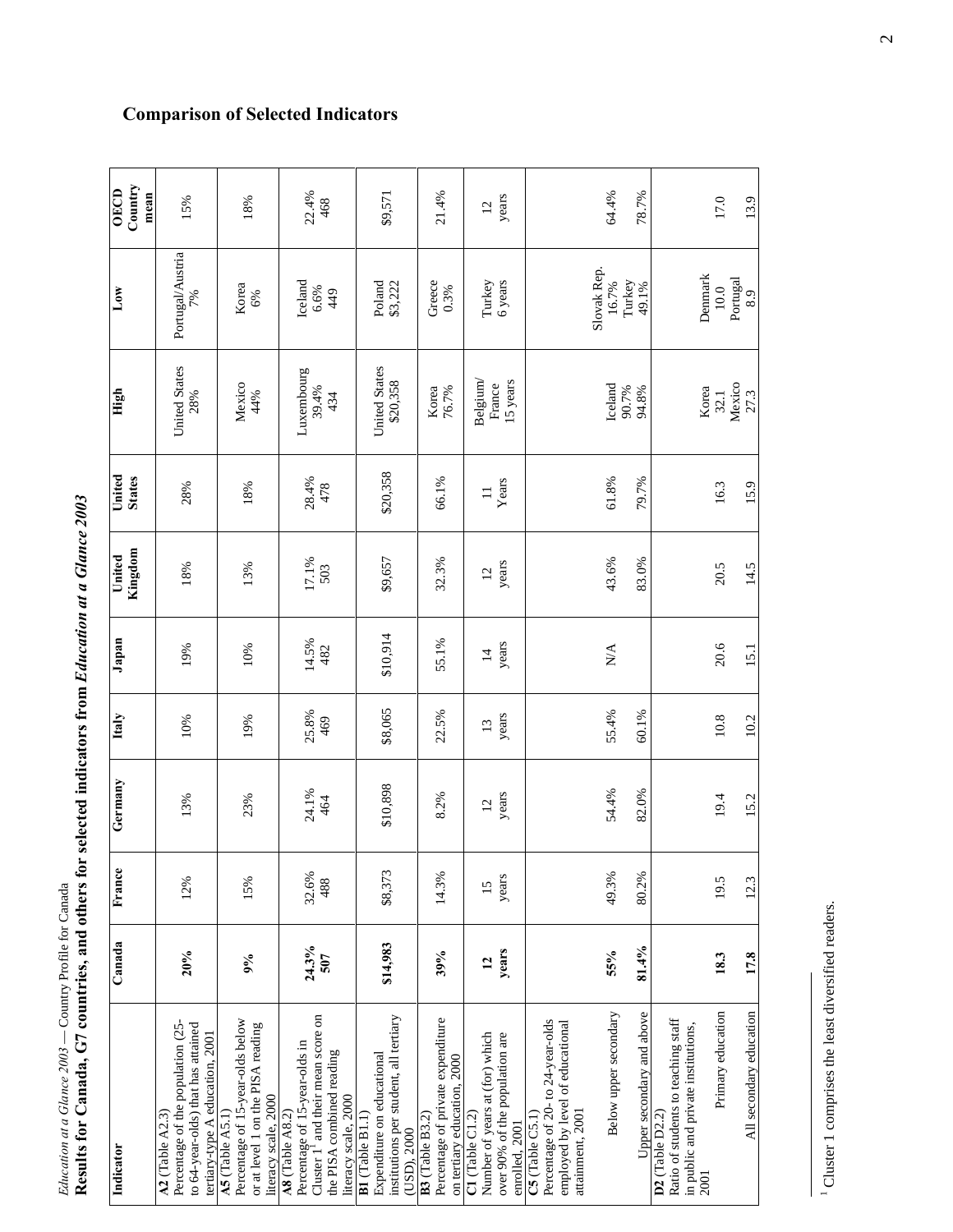## Comparison of Selected Indicators

**Results for Canada, G7 countries, and others for selected indicators from *Education at a Glance 2003***

| Indicator | Canada | France | Germany | Italy | Japan | United Kingdom | United States | High | Low | OECD Country mean |
|---|---|---|---|---|---|---|---|---|---|---|
| **A2** (Table A2.3) Percentage of the population (25- to 64-year-olds) that has attained tertiary-type A education, 2001 | **20%** | 12% | 13% | 10% | 19% | 18% | 28% | United States 28% | Portugal/Austria 7% | 15% |
| **A5** (Table A5.1) Percentage of 15-year-olds below or at level 1 on the PISA reading literacy scale, 2000 | **9%** | 15% | 23% | 19% | 10% | 13% | 18% | Mexico 44% | Korea 6% | 18% |
| **A8** (Table A8.2) Percentage of 15-year-olds in Cluster 1[1] and their mean score on the PISA combined reading literacy scale, 2000 | **24.3%** **507** | 32.6% 488 | 24.1% 464 | 25.8% 469 | 14.5% 482 | 17.1% 503 | 28.4% 478 | Luxembourg 39.4% 434 | Iceland 6.6% 449 | 22.4% 468 |
| **B1** (Table B1.1) Expenditure on educational institutions per student, all tertiary (USD), 2000 | **$14,983** | $8,373 | $10,898 | $8,065 | $10,914 | $9,657 | $20,358 | United States $20,358 | Poland $3,222 | $9,571 |
| **B3** (Table B3.2) Percentage of private expenditure on tertiary education, 2000 | **39%** | 14.3% | 8.2% | 22.5% | 55.1% | 32.3% | 66.1% | Korea 76.7% | Greece 0.3% | 21.4% |
| **C1** (Table C1.2) Number of years at (for) which over 90% of the population are enrolled, 2001 | **12 years** | 15 years | 12 years | 13 years | 14 years | 12 years | 11 Years | Belgium/ France 15 years | Turkey 6 years | 12 years |
| **C5** (Table C5.1) Percentage of 20- to 24-year-olds employed by level of educational attainment, 2001 | | | | | | | | | | |
| Below upper secondary | **55%** | 49.3% | 54.4% | 55.4% | N/A | 43.6% | 61.8% | Iceland 90.7% | Slovak Rep. 16.7% | 64.4% |
| Upper secondary and above | **81.4%** | 80.2% | 82.0% | 60.1% | | 83.0% | 79.7% | 94.8% | Turkey 49.1% | 78.7% |
| **D2** (Table D2.2) Ratio of students to teaching staff in public and private institutions, 2001 | | | | | | | | | | |
| Primary education | **18.3** | 19.5 | 19.4 | 10.8 | 20.6 | 20.5 | 16.3 | Korea 32.1 | Denmark 10.0 | 17.0 |
| All secondary education | **17.8** | 12.3 | 15.2 | 10.2 | 15.1 | 14.5 | 15.9 | Mexico 27.3 | Portugal 8.9 | 13.9 |

[1] Cluster 1 comprises the least diversified readers.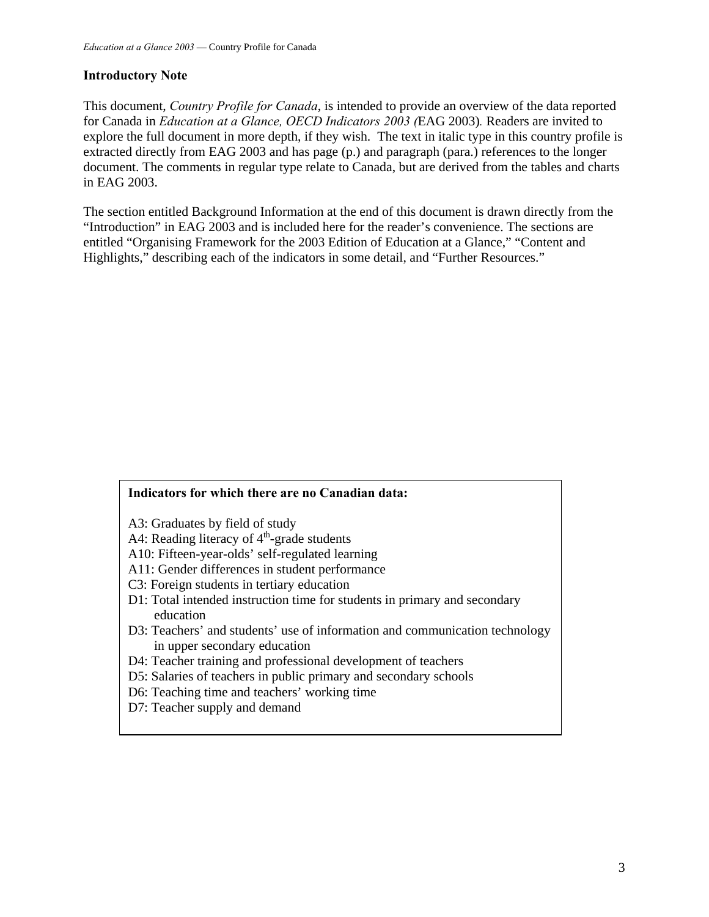## Introductory Note

This document, *Country Profile for Canada*, is intended to provide an overview of the data reported for Canada in *Education at a Glance, OECD Indicators 2003 (*EAG 2003). Readers are invited to explore the full document in more depth, if they wish. The text in italic type in this country profile is extracted directly from EAG 2003 and has page (p.) and paragraph (para.) references to the longer document. The comments in regular type relate to Canada, but are derived from the tables and charts in EAG 2003.

The section entitled Background Information at the end of this document is drawn directly from the "Introduction" in EAG 2003 and is included here for the reader's convenience. The sections are entitled "Organising Framework for the 2003 Edition of Education at a Glance," "Content and Highlights," describing each of the indicators in some detail, and "Further Resources."

**Indicators for which there are no Canadian data:**

A3: Graduates by field of study
A4: Reading literacy of 4th-grade students
A10: Fifteen-year-olds' self-regulated learning
A11: Gender differences in student performance
C3: Foreign students in tertiary education
D1: Total intended instruction time for students in primary and secondary education
D3: Teachers' and students' use of information and communication technology in upper secondary education
D4: Teacher training and professional development of teachers
D5: Salaries of teachers in public primary and secondary schools
D6: Teaching time and teachers' working time
D7: Teacher supply and demand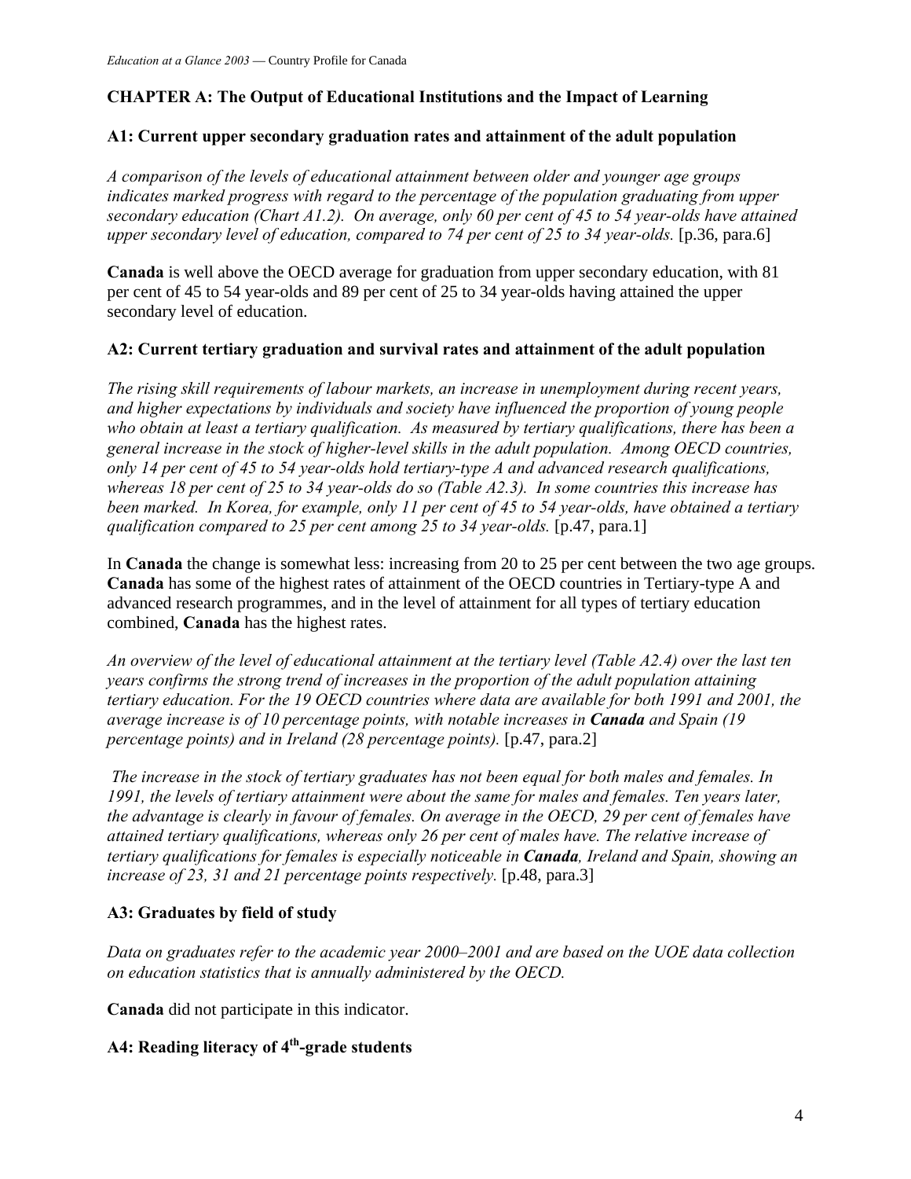## CHAPTER A: The Output of Educational Institutions and the Impact of Learning

### A1: Current upper secondary graduation rates and attainment of the adult population

*A comparison of the levels of educational attainment between older and younger age groups indicates marked progress with regard to the percentage of the population graduating from upper secondary education (Chart A1.2). On average, only 60 per cent of 45 to 54 year-olds have attained upper secondary level of education, compared to 74 per cent of 25 to 34 year-olds.* [p.36, para.6]

**Canada** is well above the OECD average for graduation from upper secondary education, with 81 per cent of 45 to 54 year-olds and 89 per cent of 25 to 34 year-olds having attained the upper secondary level of education.

### A2: Current tertiary graduation and survival rates and attainment of the adult population

*The rising skill requirements of labour markets, an increase in unemployment during recent years, and higher expectations by individuals and society have influenced the proportion of young people who obtain at least a tertiary qualification. As measured by tertiary qualifications, there has been a general increase in the stock of higher-level skills in the adult population. Among OECD countries, only 14 per cent of 45 to 54 year-olds hold tertiary-type A and advanced research qualifications, whereas 18 per cent of 25 to 34 year-olds do so (Table A2.3). In some countries this increase has been marked. In Korea, for example, only 11 per cent of 45 to 54 year-olds, have obtained a tertiary qualification compared to 25 per cent among 25 to 34 year-olds.* [p.47, para.1]

In **Canada** the change is somewhat less: increasing from 20 to 25 per cent between the two age groups. **Canada** has some of the highest rates of attainment of the OECD countries in Tertiary-type A and advanced research programmes, and in the level of attainment for all types of tertiary education combined, **Canada** has the highest rates.

*An overview of the level of educational attainment at the tertiary level (Table A2.4) over the last ten years confirms the strong trend of increases in the proportion of the adult population attaining tertiary education. For the 19 OECD countries where data are available for both 1991 and 2001, the average increase is of 10 percentage points, with notable increases in **Canada** and Spain (19 percentage points) and in Ireland (28 percentage points).* [p.47, para.2]

*The increase in the stock of tertiary graduates has not been equal for both males and females. In 1991, the levels of tertiary attainment were about the same for males and females. Ten years later, the advantage is clearly in favour of females. On average in the OECD, 29 per cent of females have attained tertiary qualifications, whereas only 26 per cent of males have. The relative increase of tertiary qualifications for females is especially noticeable in **Canada**, Ireland and Spain, showing an increase of 23, 31 and 21 percentage points respectively.* [p.48, para.3]

### A3: Graduates by field of study

*Data on graduates refer to the academic year 2000–2001 and are based on the UOE data collection on education statistics that is annually administered by the OECD.*

**Canada** did not participate in this indicator.

### A4: Reading literacy of 4th-grade students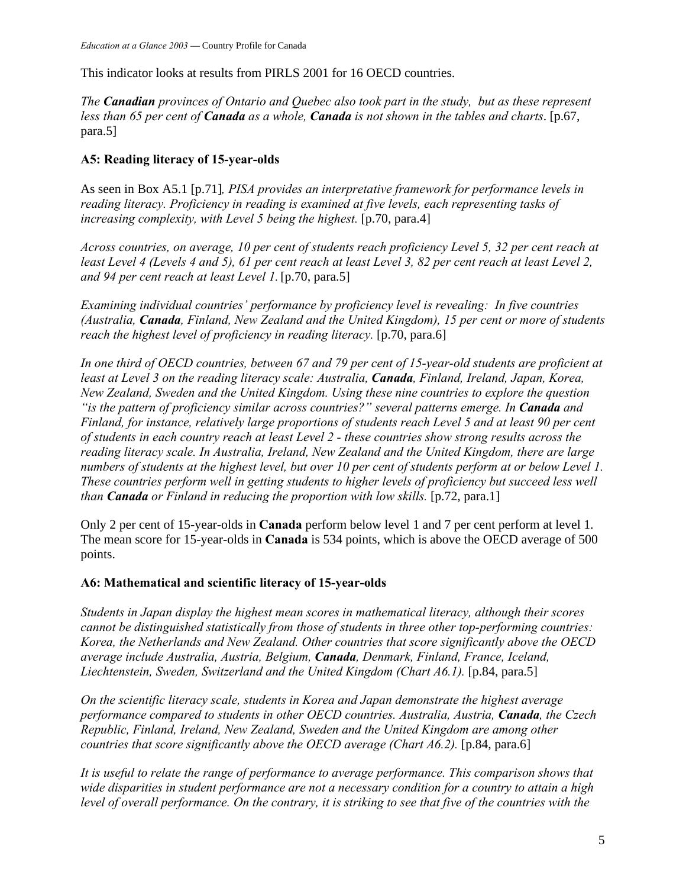This indicator looks at results from PIRLS 2001 for 16 OECD countries.

*The **Canadian** provinces of Ontario and Quebec also took part in the study, but as these represent less than 65 per cent of **Canada** as a whole, **Canada** is not shown in the tables and charts*. [p.67, para.5]

### A5: Reading literacy of 15-year-olds

As seen in Box A5.1 [p.71]*, PISA provides an interpretative framework for performance levels in reading literacy. Proficiency in reading is examined at five levels, each representing tasks of increasing complexity, with Level 5 being the highest.* [p.70, para.4]

*Across countries, on average, 10 per cent of students reach proficiency Level 5, 32 per cent reach at least Level 4 (Levels 4 and 5), 61 per cent reach at least Level 3, 82 per cent reach at least Level 2, and 94 per cent reach at least Level 1.* [p.70, para.5]

*Examining individual countries' performance by proficiency level is revealing: In five countries (Australia, **Canada**, Finland, New Zealand and the United Kingdom), 15 per cent or more of students reach the highest level of proficiency in reading literacy.* [p.70, para.6]

*In one third of OECD countries, between 67 and 79 per cent of 15-year-old students are proficient at least at Level 3 on the reading literacy scale: Australia, **Canada**, Finland, Ireland, Japan, Korea, New Zealand, Sweden and the United Kingdom. Using these nine countries to explore the question "is the pattern of proficiency similar across countries?" several patterns emerge. In **Canada** and Finland, for instance, relatively large proportions of students reach Level 5 and at least 90 per cent of students in each country reach at least Level 2 - these countries show strong results across the reading literacy scale. In Australia, Ireland, New Zealand and the United Kingdom, there are large numbers of students at the highest level, but over 10 per cent of students perform at or below Level 1. These countries perform well in getting students to higher levels of proficiency but succeed less well than **Canada** or Finland in reducing the proportion with low skills.* [p.72, para.1]

Only 2 per cent of 15-year-olds in **Canada** perform below level 1 and 7 per cent perform at level 1. The mean score for 15-year-olds in **Canada** is 534 points, which is above the OECD average of 500 points.

### A6: Mathematical and scientific literacy of 15-year-olds

*Students in Japan display the highest mean scores in mathematical literacy, although their scores cannot be distinguished statistically from those of students in three other top-performing countries: Korea, the Netherlands and New Zealand. Other countries that score significantly above the OECD average include Australia, Austria, Belgium, **Canada**, Denmark, Finland, France, Iceland, Liechtenstein, Sweden, Switzerland and the United Kingdom (Chart A6.1).* [p.84, para.5]

*On the scientific literacy scale, students in Korea and Japan demonstrate the highest average performance compared to students in other OECD countries. Australia, Austria, **Canada**, the Czech Republic, Finland, Ireland, New Zealand, Sweden and the United Kingdom are among other countries that score significantly above the OECD average (Chart A6.2).* [p.84, para.6]

*It is useful to relate the range of performance to average performance. This comparison shows that wide disparities in student performance are not a necessary condition for a country to attain a high level of overall performance. On the contrary, it is striking to see that five of the countries with the*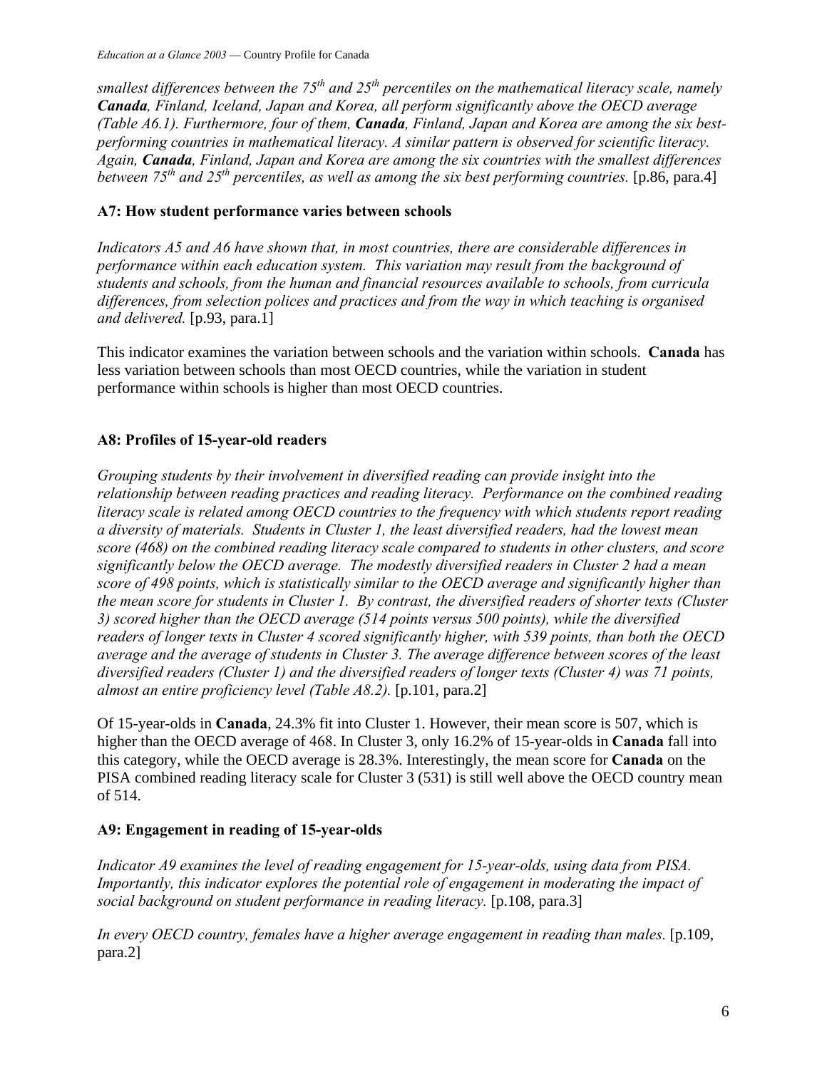*smallest differences between the 75$^{th}$ and 25$^{th}$ percentiles on the mathematical literacy scale, namely **Canada**, Finland, Iceland, Japan and Korea, all perform significantly above the OECD average (Table A6.1). Furthermore, four of them, **Canada**, Finland, Japan and Korea are among the six best-performing countries in mathematical literacy. A similar pattern is observed for scientific literacy. Again, **Canada**, Finland, Japan and Korea are among the six countries with the smallest differences between 75$^{th}$ and 25$^{th}$ percentiles, as well as among the six best performing countries.* [p.86, para.4]

### A7: How student performance varies between schools

*Indicators A5 and A6 have shown that, in most countries, there are considerable differences in performance within each education system. This variation may result from the background of students and schools, from the human and financial resources available to schools, from curricula differences, from selection polices and practices and from the way in which teaching is organised and delivered.* [p.93, para.1]

This indicator examines the variation between schools and the variation within schools. **Canada** has less variation between schools than most OECD countries, while the variation in student performance within schools is higher than most OECD countries.

### A8: Profiles of 15-year-old readers

*Grouping students by their involvement in diversified reading can provide insight into the relationship between reading practices and reading literacy. Performance on the combined reading literacy scale is related among OECD countries to the frequency with which students report reading a diversity of materials. Students in Cluster 1, the least diversified readers, had the lowest mean score (468) on the combined reading literacy scale compared to students in other clusters, and score significantly below the OECD average. The modestly diversified readers in Cluster 2 had a mean score of 498 points, which is statistically similar to the OECD average and significantly higher than the mean score for students in Cluster 1. By contrast, the diversified readers of shorter texts (Cluster 3) scored higher than the OECD average (514 points versus 500 points), while the diversified readers of longer texts in Cluster 4 scored significantly higher, with 539 points, than both the OECD average and the average of students in Cluster 3. The average difference between scores of the least diversified readers (Cluster 1) and the diversified readers of longer texts (Cluster 4) was 71 points, almost an entire proficiency level (Table A8.2).* [p.101, para.2]

Of 15-year-olds in **Canada**, 24.3% fit into Cluster 1. However, their mean score is 507, which is higher than the OECD average of 468. In Cluster 3, only 16.2% of 15-year-olds in **Canada** fall into this category, while the OECD average is 28.3%. Interestingly, the mean score for **Canada** on the PISA combined reading literacy scale for Cluster 3 (531) is still well above the OECD country mean of 514.

### A9: Engagement in reading of 15-year-olds

*Indicator A9 examines the level of reading engagement for 15-year-olds, using data from PISA. Importantly, this indicator explores the potential role of engagement in moderating the impact of social background on student performance in reading literacy.* [p.108, para.3]

*In every OECD country, females have a higher average engagement in reading than males.* [p.109, para.2]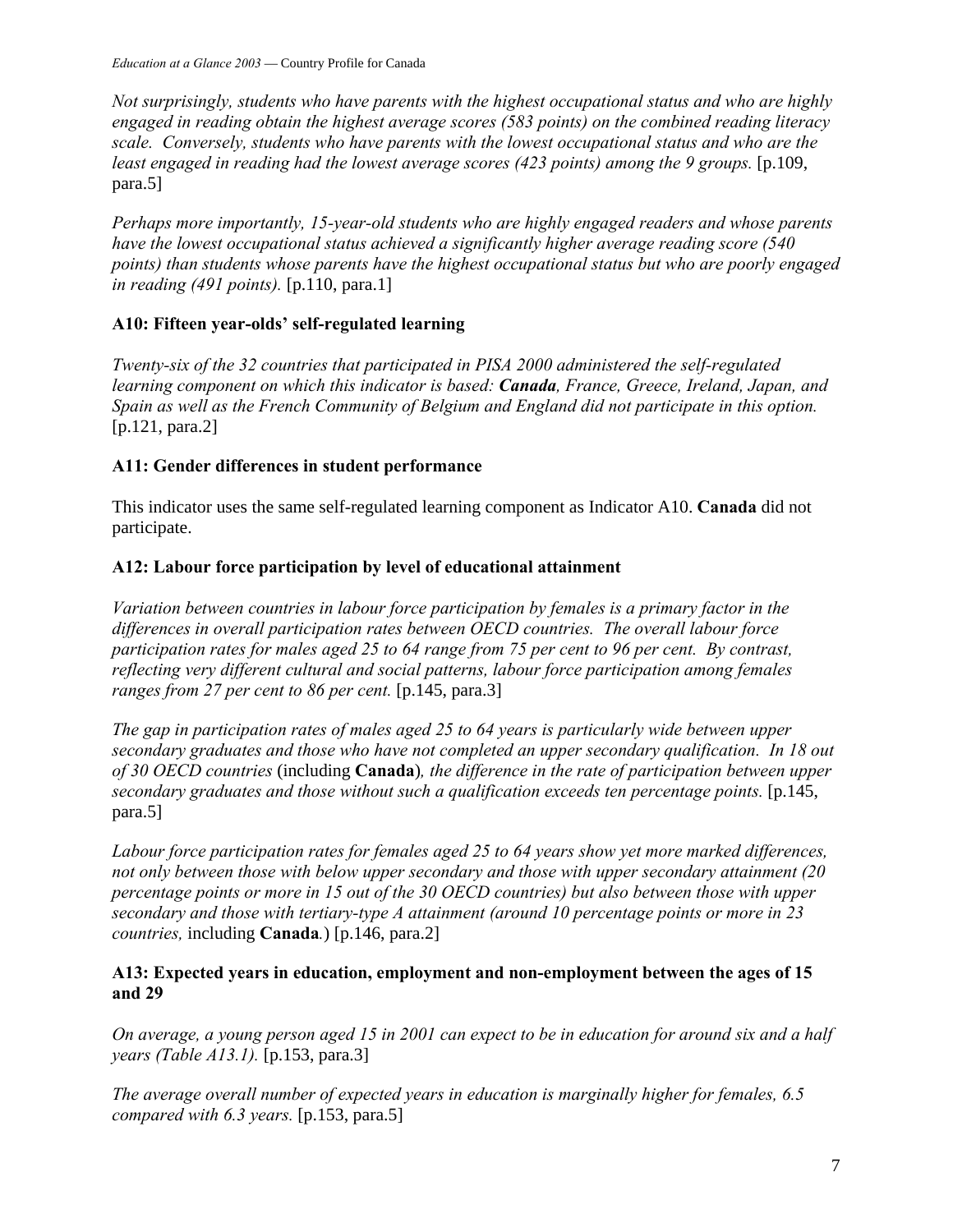*Not surprisingly, students who have parents with the highest occupational status and who are highly engaged in reading obtain the highest average scores (583 points) on the combined reading literacy scale. Conversely, students who have parents with the lowest occupational status and who are the least engaged in reading had the lowest average scores (423 points) among the 9 groups.* [p.109, para.5]

*Perhaps more importantly, 15-year-old students who are highly engaged readers and whose parents have the lowest occupational status achieved a significantly higher average reading score (540 points) than students whose parents have the highest occupational status but who are poorly engaged in reading (491 points).* [p.110, para.1]

### A10: Fifteen year-olds' self-regulated learning

*Twenty-six of the 32 countries that participated in PISA 2000 administered the self-regulated learning component on which this indicator is based: **Canada**, France, Greece, Ireland, Japan, and Spain as well as the French Community of Belgium and England did not participate in this option.* [p.121, para.2]

### A11: Gender differences in student performance

This indicator uses the same self-regulated learning component as Indicator A10. **Canada** did not participate.

### A12: Labour force participation by level of educational attainment

*Variation between countries in labour force participation by females is a primary factor in the differences in overall participation rates between OECD countries. The overall labour force participation rates for males aged 25 to 64 range from 75 per cent to 96 per cent. By contrast, reflecting very different cultural and social patterns, labour force participation among females ranges from 27 per cent to 86 per cent.* [p.145, para.3]

*The gap in participation rates of males aged 25 to 64 years is particularly wide between upper secondary graduates and those who have not completed an upper secondary qualification. In 18 out of 30 OECD countries* (including **Canada**)*, the difference in the rate of participation between upper secondary graduates and those without such a qualification exceeds ten percentage points.* [p.145, para.5]

*Labour force participation rates for females aged 25 to 64 years show yet more marked differences, not only between those with below upper secondary and those with upper secondary attainment (20 percentage points or more in 15 out of the 30 OECD countries) but also between those with upper secondary and those with tertiary-type A attainment (around 10 percentage points or more in 23 countries,* including **Canada**.) [p.146, para.2]

### A13: Expected years in education, employment and non-employment between the ages of 15 and 29

*On average, a young person aged 15 in 2001 can expect to be in education for around six and a half years (Table A13.1).* [p.153, para.3]

*The average overall number of expected years in education is marginally higher for females, 6.5 compared with 6.3 years.* [p.153, para.5]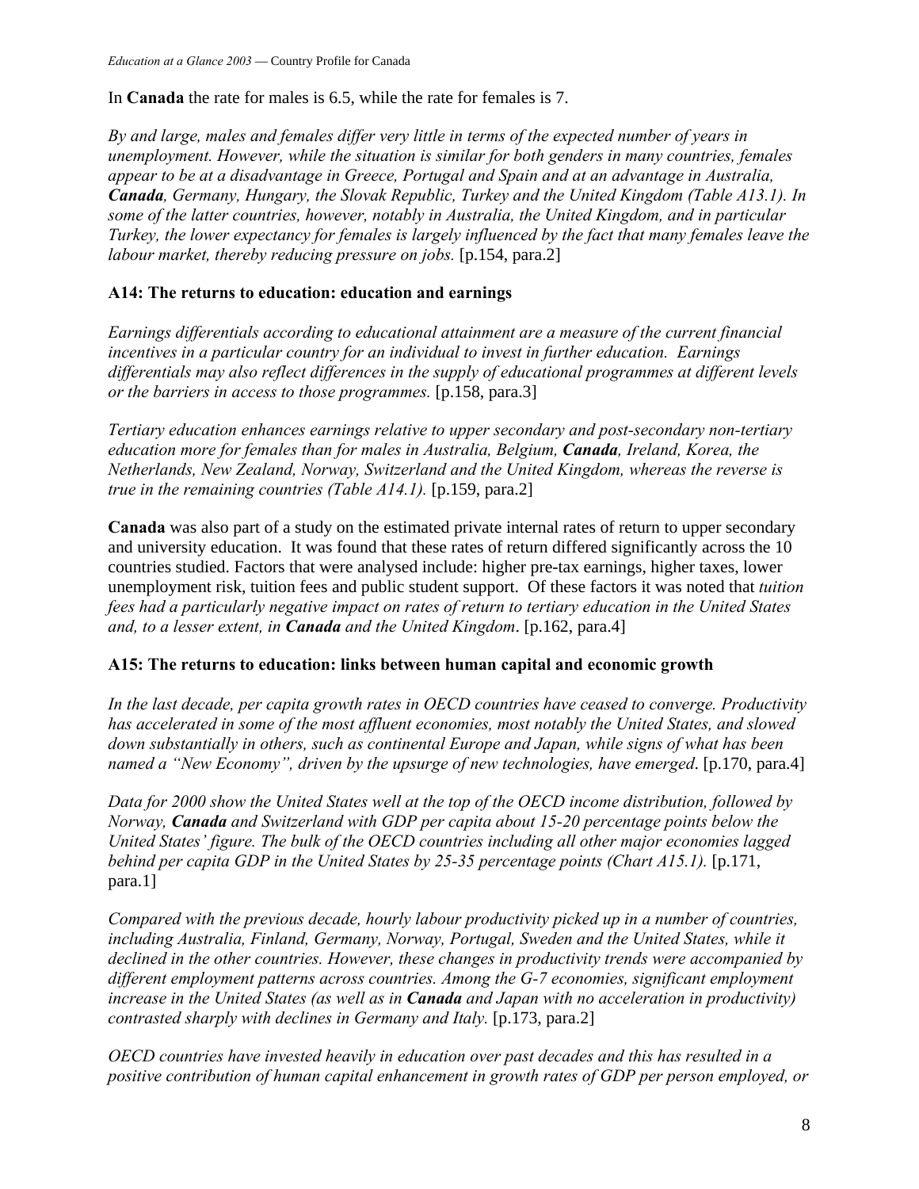In **Canada** the rate for males is 6.5, while the rate for females is 7.

*By and large, males and females differ very little in terms of the expected number of years in unemployment. However, while the situation is similar for both genders in many countries, females appear to be at a disadvantage in Greece, Portugal and Spain and at an advantage in Australia, **Canada**, Germany, Hungary, the Slovak Republic, Turkey and the United Kingdom (Table A13.1). In some of the latter countries, however, notably in Australia, the United Kingdom, and in particular Turkey, the lower expectancy for females is largely influenced by the fact that many females leave the labour market, thereby reducing pressure on jobs.* [p.154, para.2]

### A14: The returns to education: education and earnings

*Earnings differentials according to educational attainment are a measure of the current financial incentives in a particular country for an individual to invest in further education. Earnings differentials may also reflect differences in the supply of educational programmes at different levels or the barriers in access to those programmes.* [p.158, para.3]

*Tertiary education enhances earnings relative to upper secondary and post-secondary non-tertiary education more for females than for males in Australia, Belgium, **Canada**, Ireland, Korea, the Netherlands, New Zealand, Norway, Switzerland and the United Kingdom, whereas the reverse is true in the remaining countries (Table A14.1).* [p.159, para.2]

**Canada** was also part of a study on the estimated private internal rates of return to upper secondary and university education. It was found that these rates of return differed significantly across the 10 countries studied. Factors that were analysed include: higher pre-tax earnings, higher taxes, lower unemployment risk, tuition fees and public student support. Of these factors it was noted that *tuition fees had a particularly negative impact on rates of return to tertiary education in the United States and, to a lesser extent, in **Canada** and the United Kingdom*. [p.162, para.4]

### A15: The returns to education: links between human capital and economic growth

*In the last decade, per capita growth rates in OECD countries have ceased to converge. Productivity has accelerated in some of the most affluent economies, most notably the United States, and slowed down substantially in others, such as continental Europe and Japan, while signs of what has been named a "New Economy", driven by the upsurge of new technologies, have emerged*. [p.170, para.4]

*Data for 2000 show the United States well at the top of the OECD income distribution, followed by Norway, **Canada** and Switzerland with GDP per capita about 15-20 percentage points below the United States' figure. The bulk of the OECD countries including all other major economies lagged behind per capita GDP in the United States by 25-35 percentage points (Chart A15.1).* [p.171, para.1]

*Compared with the previous decade, hourly labour productivity picked up in a number of countries, including Australia, Finland, Germany, Norway, Portugal, Sweden and the United States, while it declined in the other countries. However, these changes in productivity trends were accompanied by different employment patterns across countries. Among the G-7 economies, significant employment increase in the United States (as well as in **Canada** and Japan with no acceleration in productivity) contrasted sharply with declines in Germany and Italy.* [p.173, para.2]

*OECD countries have invested heavily in education over past decades and this has resulted in a positive contribution of human capital enhancement in growth rates of GDP per person employed, or*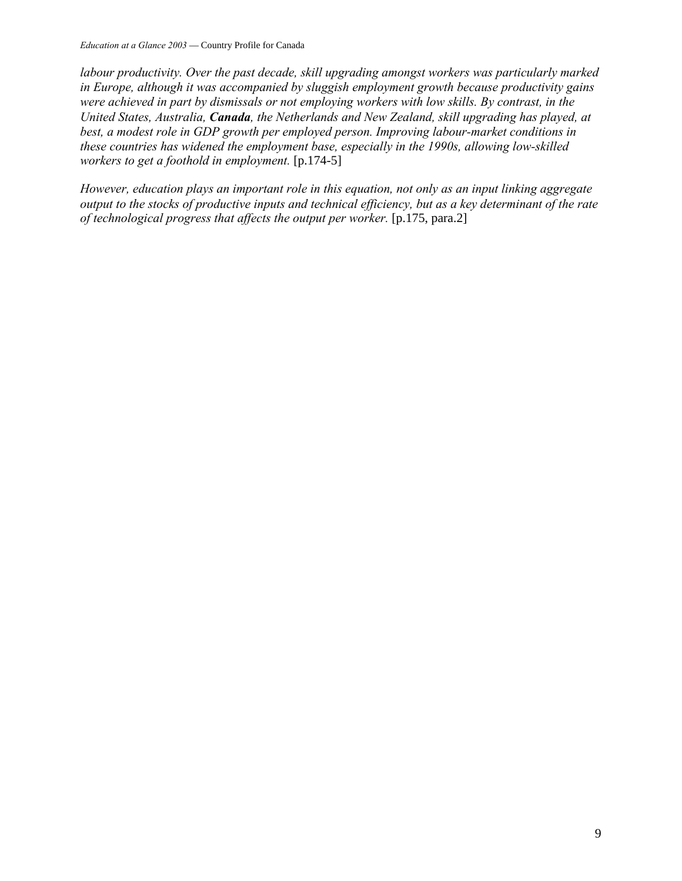*labour productivity. Over the past decade, skill upgrading amongst workers was particularly marked in Europe, although it was accompanied by sluggish employment growth because productivity gains were achieved in part by dismissals or not employing workers with low skills. By contrast, in the United States, Australia, **Canada**, the Netherlands and New Zealand, skill upgrading has played, at best, a modest role in GDP growth per employed person. Improving labour-market conditions in these countries has widened the employment base, especially in the 1990s, allowing low-skilled workers to get a foothold in employment.* [p.174-5]

*However, education plays an important role in this equation, not only as an input linking aggregate output to the stocks of productive inputs and technical efficiency, but as a key determinant of the rate of technological progress that affects the output per worker.* [p.175, para.2]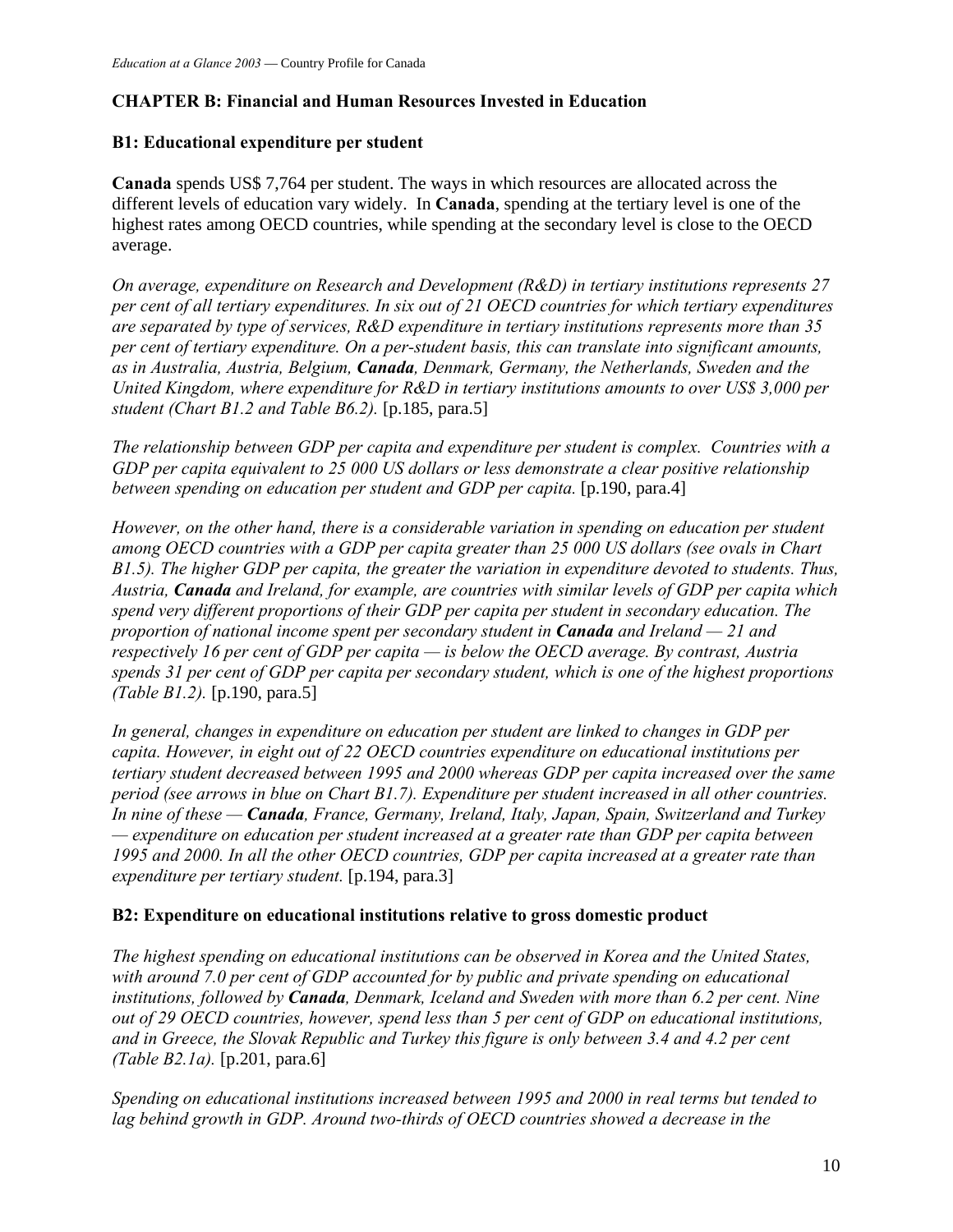## CHAPTER B: Financial and Human Resources Invested in Education

### B1: Educational expenditure per student

**Canada** spends US$ 7,764 per student. The ways in which resources are allocated across the different levels of education vary widely. In **Canada**, spending at the tertiary level is one of the highest rates among OECD countries, while spending at the secondary level is close to the OECD average.

*On average, expenditure on Research and Development (R&D) in tertiary institutions represents 27 per cent of all tertiary expenditures. In six out of 21 OECD countries for which tertiary expenditures are separated by type of services, R&D expenditure in tertiary institutions represents more than 35 per cent of tertiary expenditure. On a per-student basis, this can translate into significant amounts, as in Australia, Austria, Belgium, **Canada**, Denmark, Germany, the Netherlands, Sweden and the United Kingdom, where expenditure for R&D in tertiary institutions amounts to over US$ 3,000 per student (Chart B1.2 and Table B6.2).* [p.185, para.5]

*The relationship between GDP per capita and expenditure per student is complex. Countries with a GDP per capita equivalent to 25 000 US dollars or less demonstrate a clear positive relationship between spending on education per student and GDP per capita.* [p.190, para.4]

*However, on the other hand, there is a considerable variation in spending on education per student among OECD countries with a GDP per capita greater than 25 000 US dollars (see ovals in Chart B1.5). The higher GDP per capita, the greater the variation in expenditure devoted to students. Thus, Austria, **Canada** and Ireland, for example, are countries with similar levels of GDP per capita which spend very different proportions of their GDP per capita per student in secondary education. The proportion of national income spent per secondary student in **Canada** and Ireland — 21 and respectively 16 per cent of GDP per capita — is below the OECD average. By contrast, Austria spends 31 per cent of GDP per capita per secondary student, which is one of the highest proportions (Table B1.2).* [p.190, para.5]

*In general, changes in expenditure on education per student are linked to changes in GDP per capita. However, in eight out of 22 OECD countries expenditure on educational institutions per tertiary student decreased between 1995 and 2000 whereas GDP per capita increased over the same period (see arrows in blue on Chart B1.7). Expenditure per student increased in all other countries. In nine of these — **Canada**, France, Germany, Ireland, Italy, Japan, Spain, Switzerland and Turkey — expenditure on education per student increased at a greater rate than GDP per capita between 1995 and 2000. In all the other OECD countries, GDP per capita increased at a greater rate than expenditure per tertiary student.* [p.194, para.3]

### B2: Expenditure on educational institutions relative to gross domestic product

*The highest spending on educational institutions can be observed in Korea and the United States, with around 7.0 per cent of GDP accounted for by public and private spending on educational institutions, followed by **Canada**, Denmark, Iceland and Sweden with more than 6.2 per cent. Nine out of 29 OECD countries, however, spend less than 5 per cent of GDP on educational institutions, and in Greece, the Slovak Republic and Turkey this figure is only between 3.4 and 4.2 per cent (Table B2.1a).* [p.201, para.6]

*Spending on educational institutions increased between 1995 and 2000 in real terms but tended to lag behind growth in GDP. Around two-thirds of OECD countries showed a decrease in the*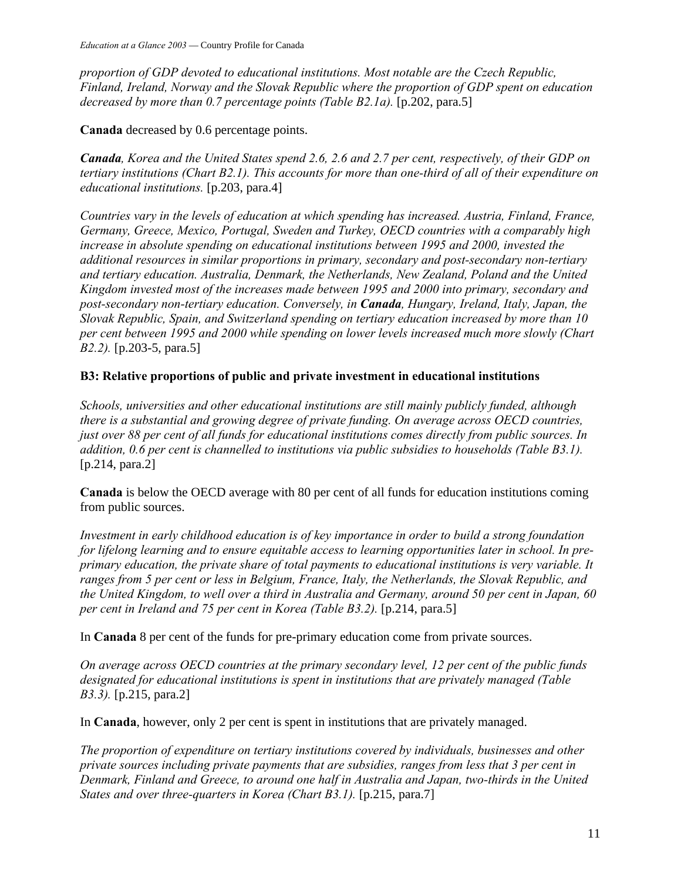*proportion of GDP devoted to educational institutions. Most notable are the Czech Republic, Finland, Ireland, Norway and the Slovak Republic where the proportion of GDP spent on education decreased by more than 0.7 percentage points (Table B2.1a).* [p.202, para.5]

**Canada** decreased by 0.6 percentage points.

***Canada****, Korea and the United States spend 2.6, 2.6 and 2.7 per cent, respectively, of their GDP on tertiary institutions (Chart B2.1). This accounts for more than one-third of all of their expenditure on educational institutions.* [p.203, para.4]

*Countries vary in the levels of education at which spending has increased. Austria, Finland, France, Germany, Greece, Mexico, Portugal, Sweden and Turkey, OECD countries with a comparably high increase in absolute spending on educational institutions between 1995 and 2000, invested the additional resources in similar proportions in primary, secondary and post-secondary non-tertiary and tertiary education. Australia, Denmark, the Netherlands, New Zealand, Poland and the United Kingdom invested most of the increases made between 1995 and 2000 into primary, secondary and post-secondary non-tertiary education. Conversely, in* ***Canada****, Hungary, Ireland, Italy, Japan, the Slovak Republic, Spain, and Switzerland spending on tertiary education increased by more than 10 per cent between 1995 and 2000 while spending on lower levels increased much more slowly (Chart B2.2).* [p.203-5, para.5]

### B3: Relative proportions of public and private investment in educational institutions

*Schools, universities and other educational institutions are still mainly publicly funded, although there is a substantial and growing degree of private funding. On average across OECD countries, just over 88 per cent of all funds for educational institutions comes directly from public sources. In addition, 0.6 per cent is channelled to institutions via public subsidies to households (Table B3.1).* [p.214, para.2]

**Canada** is below the OECD average with 80 per cent of all funds for education institutions coming from public sources.

*Investment in early childhood education is of key importance in order to build a strong foundation for lifelong learning and to ensure equitable access to learning opportunities later in school. In pre-primary education, the private share of total payments to educational institutions is very variable. It ranges from 5 per cent or less in Belgium, France, Italy, the Netherlands, the Slovak Republic, and the United Kingdom, to well over a third in Australia and Germany, around 50 per cent in Japan, 60 per cent in Ireland and 75 per cent in Korea (Table B3.2).* [p.214, para.5]

In **Canada** 8 per cent of the funds for pre-primary education come from private sources.

*On average across OECD countries at the primary secondary level, 12 per cent of the public funds designated for educational institutions is spent in institutions that are privately managed (Table B3.3).* [p.215, para.2]

In **Canada**, however, only 2 per cent is spent in institutions that are privately managed.

*The proportion of expenditure on tertiary institutions covered by individuals, businesses and other private sources including private payments that are subsidies, ranges from less that 3 per cent in Denmark, Finland and Greece, to around one half in Australia and Japan, two-thirds in the United States and over three-quarters in Korea (Chart B3.1).* [p.215, para.7]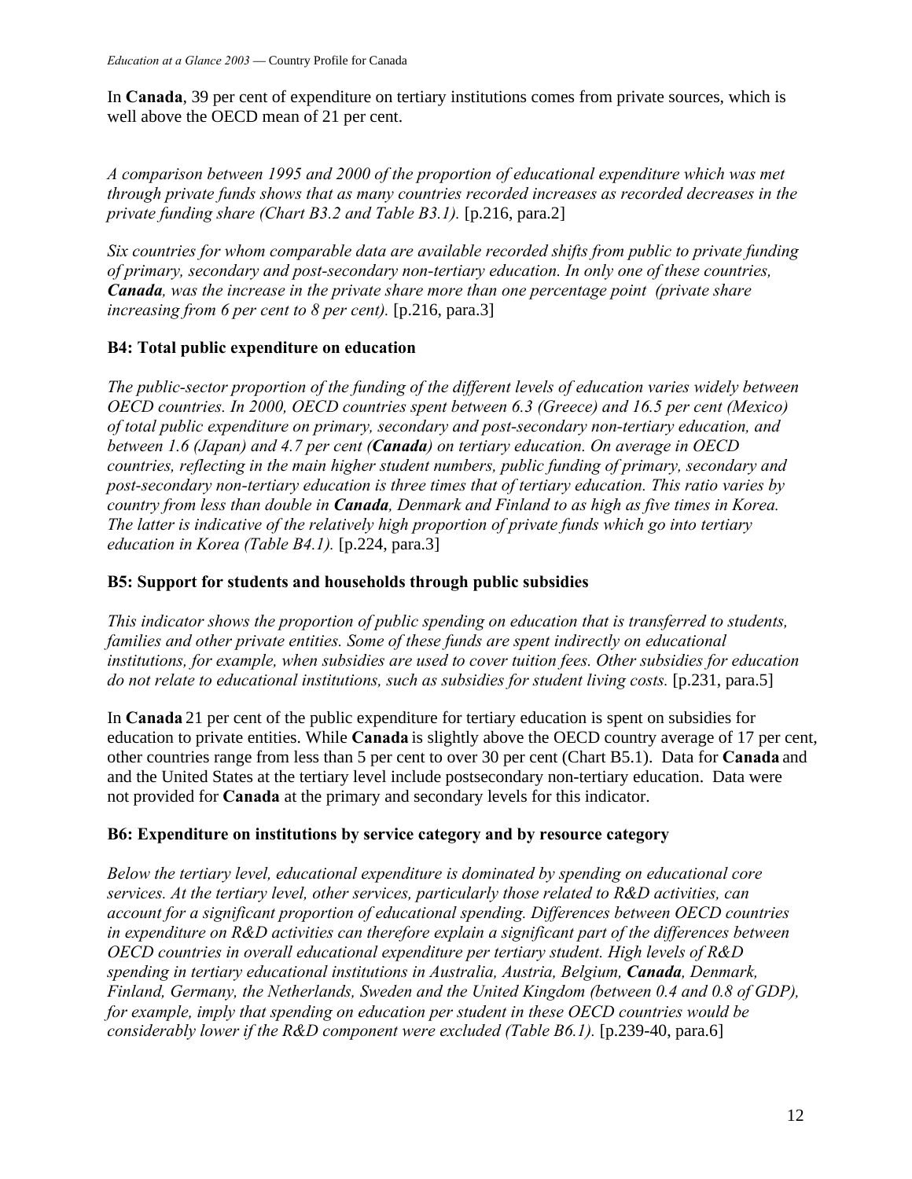In **Canada**, 39 per cent of expenditure on tertiary institutions comes from private sources, which is well above the OECD mean of 21 per cent.

*A comparison between 1995 and 2000 of the proportion of educational expenditure which was met through private funds shows that as many countries recorded increases as recorded decreases in the private funding share (Chart B3.2 and Table B3.1).* [p.216, para.2]

*Six countries for whom comparable data are available recorded shifts from public to private funding of primary, secondary and post-secondary non-tertiary education. In only one of these countries,* ***Canada****, was the increase in the private share more than one percentage point (private share increasing from 6 per cent to 8 per cent).* [p.216, para.3]

### B4: Total public expenditure on education

*The public-sector proportion of the funding of the different levels of education varies widely between OECD countries. In 2000, OECD countries spent between 6.3 (Greece) and 16.5 per cent (Mexico) of total public expenditure on primary, secondary and post-secondary non-tertiary education, and between 1.6 (Japan) and 4.7 per cent (****Canada****) on tertiary education. On average in OECD countries, reflecting in the main higher student numbers, public funding of primary, secondary and post-secondary non-tertiary education is three times that of tertiary education. This ratio varies by country from less than double in* ***Canada****, Denmark and Finland to as high as five times in Korea. The latter is indicative of the relatively high proportion of private funds which go into tertiary education in Korea (Table B4.1).* [p.224, para.3]

### B5: Support for students and households through public subsidies

*This indicator shows the proportion of public spending on education that is transferred to students, families and other private entities. Some of these funds are spent indirectly on educational institutions, for example, when subsidies are used to cover tuition fees. Other subsidies for education do not relate to educational institutions, such as subsidies for student living costs.* [p.231, para.5]

In **Canada** 21 per cent of the public expenditure for tertiary education is spent on subsidies for education to private entities. While **Canada** is slightly above the OECD country average of 17 per cent, other countries range from less than 5 per cent to over 30 per cent (Chart B5.1). Data for **Canada** and and the United States at the tertiary level include postsecondary non-tertiary education. Data were not provided for **Canada** at the primary and secondary levels for this indicator.

### B6: Expenditure on institutions by service category and by resource category

*Below the tertiary level, educational expenditure is dominated by spending on educational core services. At the tertiary level, other services, particularly those related to R&D activities, can account for a significant proportion of educational spending. Differences between OECD countries in expenditure on R&D activities can therefore explain a significant part of the differences between OECD countries in overall educational expenditure per tertiary student. High levels of R&D spending in tertiary educational institutions in Australia, Austria, Belgium,* ***Canada****, Denmark, Finland, Germany, the Netherlands, Sweden and the United Kingdom (between 0.4 and 0.8 of GDP), for example, imply that spending on education per student in these OECD countries would be considerably lower if the R&D component were excluded (Table B6.1).* [p.239-40, para.6]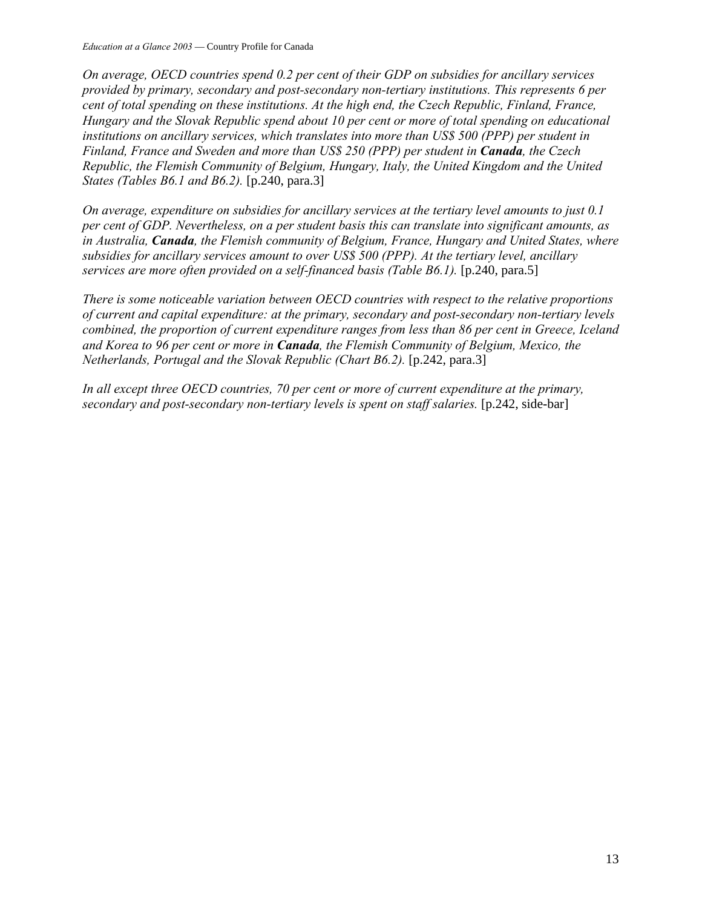*On average, OECD countries spend 0.2 per cent of their GDP on subsidies for ancillary services provided by primary, secondary and post-secondary non-tertiary institutions. This represents 6 per cent of total spending on these institutions. At the high end, the Czech Republic, Finland, France, Hungary and the Slovak Republic spend about 10 per cent or more of total spending on educational institutions on ancillary services, which translates into more than US$ 500 (PPP) per student in Finland, France and Sweden and more than US$ 250 (PPP) per student in* ***Canada****, the Czech Republic, the Flemish Community of Belgium, Hungary, Italy, the United Kingdom and the United States (Tables B6.1 and B6.2).* [p.240, para.3]

*On average, expenditure on subsidies for ancillary services at the tertiary level amounts to just 0.1 per cent of GDP. Nevertheless, on a per student basis this can translate into significant amounts, as in Australia,* ***Canada****, the Flemish community of Belgium, France, Hungary and United States, where subsidies for ancillary services amount to over US$ 500 (PPP). At the tertiary level, ancillary services are more often provided on a self-financed basis (Table B6.1).* [p.240, para.5]

*There is some noticeable variation between OECD countries with respect to the relative proportions of current and capital expenditure: at the primary, secondary and post-secondary non-tertiary levels combined, the proportion of current expenditure ranges from less than 86 per cent in Greece, Iceland and Korea to 96 per cent or more in* ***Canada****, the Flemish Community of Belgium, Mexico, the Netherlands, Portugal and the Slovak Republic (Chart B6.2).* [p.242, para.3]

*In all except three OECD countries, 70 per cent or more of current expenditure at the primary, secondary and post-secondary non-tertiary levels is spent on staff salaries.* [p.242, side-bar]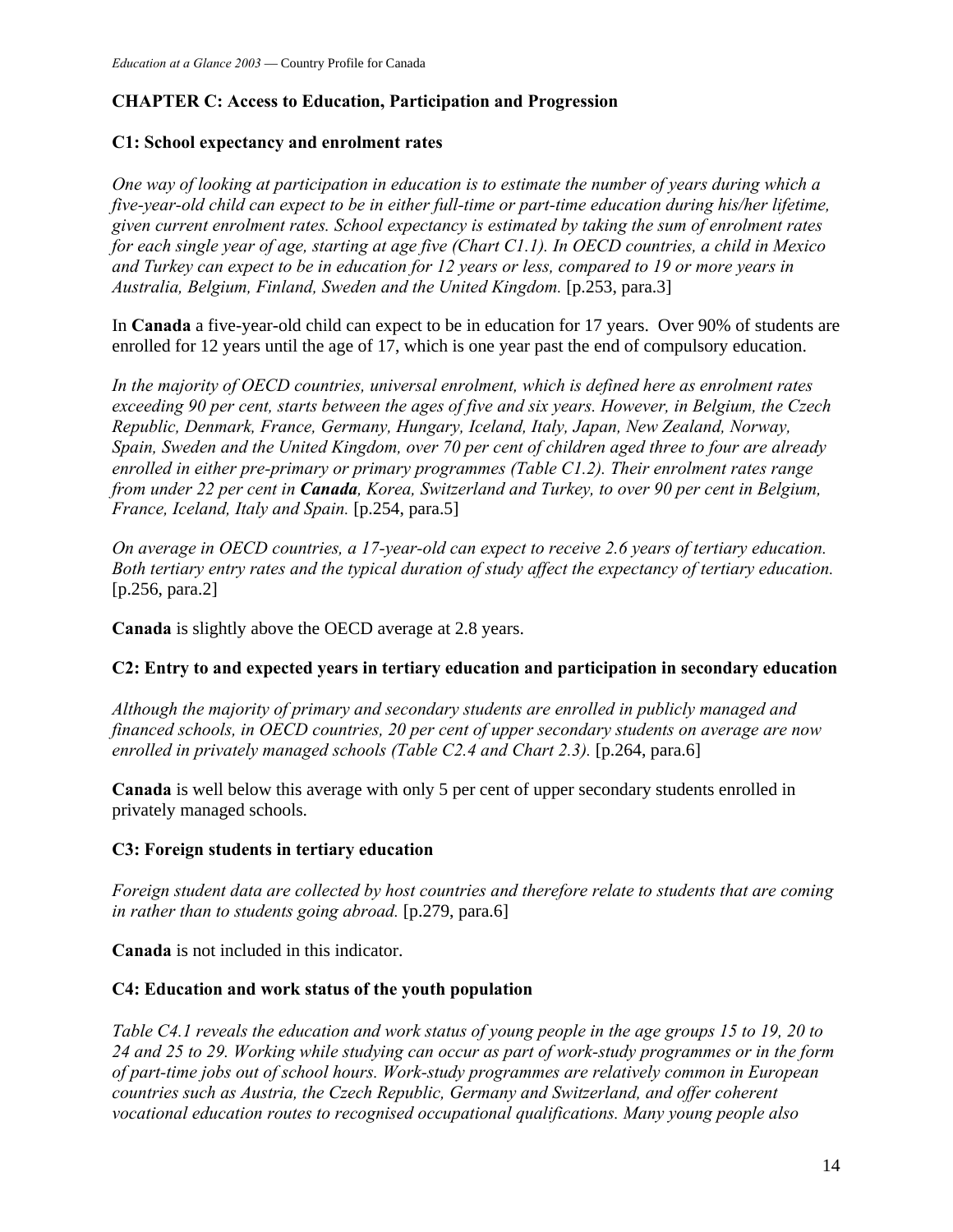## CHAPTER C: Access to Education, Participation and Progression

### C1: School expectancy and enrolment rates

*One way of looking at participation in education is to estimate the number of years during which a five-year-old child can expect to be in either full-time or part-time education during his/her lifetime, given current enrolment rates. School expectancy is estimated by taking the sum of enrolment rates for each single year of age, starting at age five (Chart C1.1). In OECD countries, a child in Mexico and Turkey can expect to be in education for 12 years or less, compared to 19 or more years in Australia, Belgium, Finland, Sweden and the United Kingdom.* [p.253, para.3]

In **Canada** a five-year-old child can expect to be in education for 17 years. Over 90% of students are enrolled for 12 years until the age of 17, which is one year past the end of compulsory education.

*In the majority of OECD countries, universal enrolment, which is defined here as enrolment rates exceeding 90 per cent, starts between the ages of five and six years. However, in Belgium, the Czech Republic, Denmark, France, Germany, Hungary, Iceland, Italy, Japan, New Zealand, Norway, Spain, Sweden and the United Kingdom, over 70 per cent of children aged three to four are already enrolled in either pre-primary or primary programmes (Table C1.2). Their enrolment rates range from under 22 per cent in **Canada**, Korea, Switzerland and Turkey, to over 90 per cent in Belgium, France, Iceland, Italy and Spain.* [p.254, para.5]

*On average in OECD countries, a 17-year-old can expect to receive 2.6 years of tertiary education. Both tertiary entry rates and the typical duration of study affect the expectancy of tertiary education.* [p.256, para.2]

**Canada** is slightly above the OECD average at 2.8 years.

### C2: Entry to and expected years in tertiary education and participation in secondary education

*Although the majority of primary and secondary students are enrolled in publicly managed and financed schools, in OECD countries, 20 per cent of upper secondary students on average are now enrolled in privately managed schools (Table C2.4 and Chart 2.3).* [p.264, para.6]

**Canada** is well below this average with only 5 per cent of upper secondary students enrolled in privately managed schools.

### C3: Foreign students in tertiary education

*Foreign student data are collected by host countries and therefore relate to students that are coming in rather than to students going abroad.* [p.279, para.6]

**Canada** is not included in this indicator.

### C4: Education and work status of the youth population

*Table C4.1 reveals the education and work status of young people in the age groups 15 to 19, 20 to 24 and 25 to 29. Working while studying can occur as part of work-study programmes or in the form of part-time jobs out of school hours. Work-study programmes are relatively common in European countries such as Austria, the Czech Republic, Germany and Switzerland, and offer coherent vocational education routes to recognised occupational qualifications. Many young people also*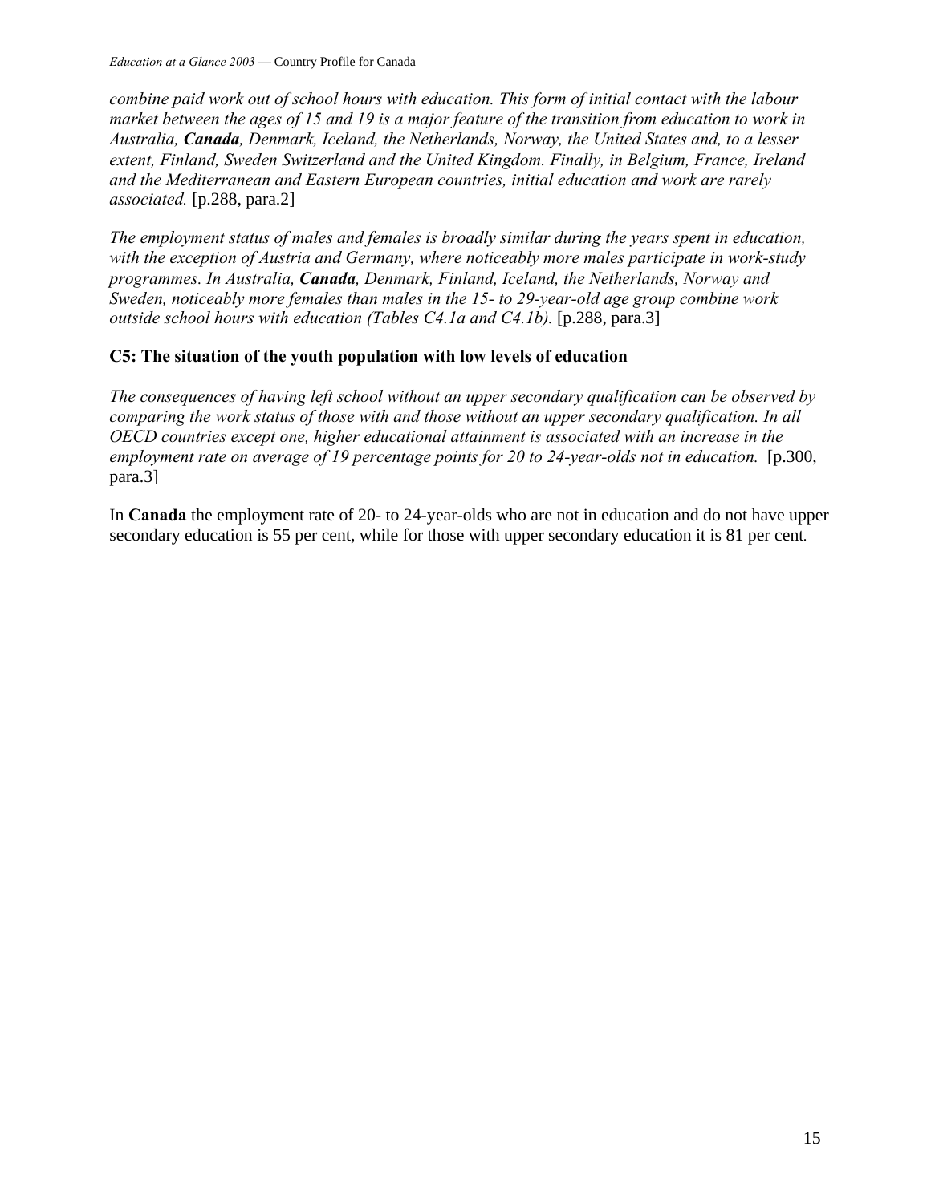*combine paid work out of school hours with education. This form of initial contact with the labour market between the ages of 15 and 19 is a major feature of the transition from education to work in Australia, **Canada**, Denmark, Iceland, the Netherlands, Norway, the United States and, to a lesser extent, Finland, Sweden Switzerland and the United Kingdom. Finally, in Belgium, France, Ireland and the Mediterranean and Eastern European countries, initial education and work are rarely associated.* [p.288, para.2]

*The employment status of males and females is broadly similar during the years spent in education, with the exception of Austria and Germany, where noticeably more males participate in work-study programmes. In Australia, **Canada**, Denmark, Finland, Iceland, the Netherlands, Norway and Sweden, noticeably more females than males in the 15- to 29-year-old age group combine work outside school hours with education (Tables C4.1a and C4.1b).* [p.288, para.3]

### C5: The situation of the youth population with low levels of education

*The consequences of having left school without an upper secondary qualification can be observed by comparing the work status of those with and those without an upper secondary qualification. In all OECD countries except one, higher educational attainment is associated with an increase in the employment rate on average of 19 percentage points for 20 to 24-year-olds not in education.* [p.300, para.3]

In **Canada** the employment rate of 20- to 24-year-olds who are not in education and do not have upper secondary education is 55 per cent, while for those with upper secondary education it is 81 per cent.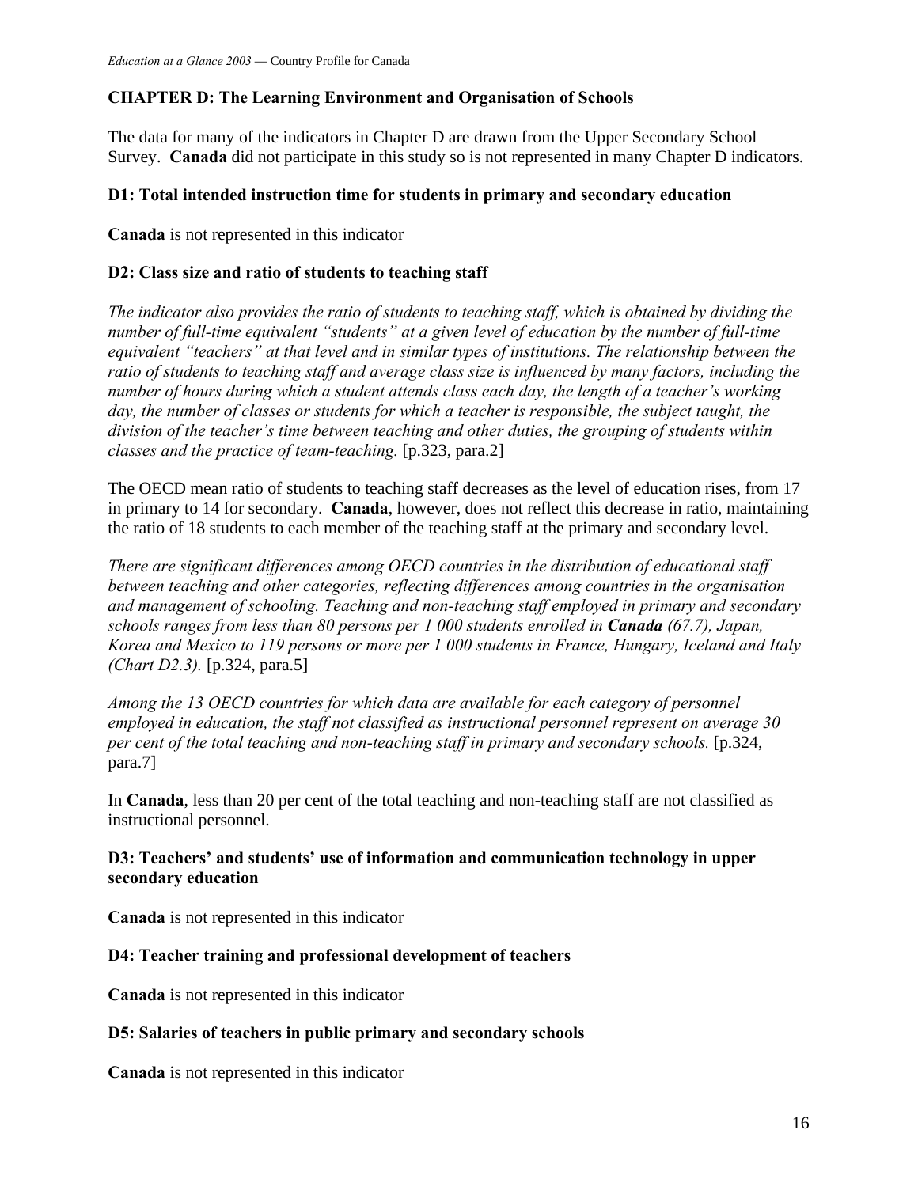## CHAPTER D: The Learning Environment and Organisation of Schools

The data for many of the indicators in Chapter D are drawn from the Upper Secondary School Survey. **Canada** did not participate in this study so is not represented in many Chapter D indicators.

### D1: Total intended instruction time for students in primary and secondary education

**Canada** is not represented in this indicator

### D2: Class size and ratio of students to teaching staff

*The indicator also provides the ratio of students to teaching staff, which is obtained by dividing the number of full-time equivalent "students" at a given level of education by the number of full-time equivalent "teachers" at that level and in similar types of institutions. The relationship between the ratio of students to teaching staff and average class size is influenced by many factors, including the number of hours during which a student attends class each day, the length of a teacher's working day, the number of classes or students for which a teacher is responsible, the subject taught, the division of the teacher's time between teaching and other duties, the grouping of students within classes and the practice of team-teaching.* [p.323, para.2]

The OECD mean ratio of students to teaching staff decreases as the level of education rises, from 17 in primary to 14 for secondary. **Canada**, however, does not reflect this decrease in ratio, maintaining the ratio of 18 students to each member of the teaching staff at the primary and secondary level.

*There are significant differences among OECD countries in the distribution of educational staff between teaching and other categories, reflecting differences among countries in the organisation and management of schooling. Teaching and non-teaching staff employed in primary and secondary schools ranges from less than 80 persons per 1 000 students enrolled in* ***Canada*** *(67.7), Japan, Korea and Mexico to 119 persons or more per 1 000 students in France, Hungary, Iceland and Italy (Chart D2.3).* [p.324, para.5]

*Among the 13 OECD countries for which data are available for each category of personnel employed in education, the staff not classified as instructional personnel represent on average 30 per cent of the total teaching and non-teaching staff in primary and secondary schools.* [p.324, para.7]

In **Canada**, less than 20 per cent of the total teaching and non-teaching staff are not classified as instructional personnel.

### D3: Teachers' and students' use of information and communication technology in upper secondary education

**Canada** is not represented in this indicator

### D4: Teacher training and professional development of teachers

**Canada** is not represented in this indicator

### D5: Salaries of teachers in public primary and secondary schools

**Canada** is not represented in this indicator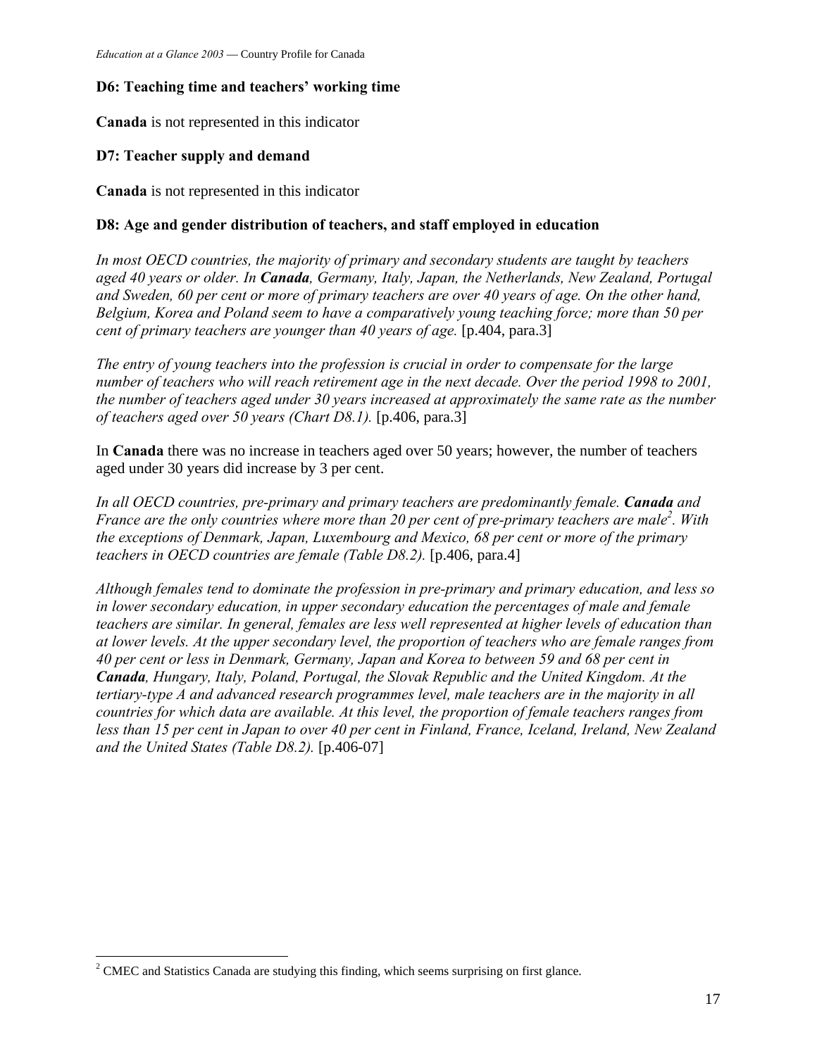### D6: Teaching time and teachers' working time

**Canada** is not represented in this indicator

### D7: Teacher supply and demand

**Canada** is not represented in this indicator

### D8: Age and gender distribution of teachers, and staff employed in education

*In most OECD countries, the majority of primary and secondary students are taught by teachers aged 40 years or older. In **Canada**, Germany, Italy, Japan, the Netherlands, New Zealand, Portugal and Sweden, 60 per cent or more of primary teachers are over 40 years of age. On the other hand, Belgium, Korea and Poland seem to have a comparatively young teaching force; more than 50 per cent of primary teachers are younger than 40 years of age.* [p.404, para.3]

*The entry of young teachers into the profession is crucial in order to compensate for the large number of teachers who will reach retirement age in the next decade. Over the period 1998 to 2001, the number of teachers aged under 30 years increased at approximately the same rate as the number of teachers aged over 50 years (Chart D8.1).* [p.406, para.3]

In **Canada** there was no increase in teachers aged over 50 years; however, the number of teachers aged under 30 years did increase by 3 per cent.

*In all OECD countries, pre-primary and primary teachers are predominantly female. **Canada** and France are the only countries where more than 20 per cent of pre-primary teachers are male[2]. With the exceptions of Denmark, Japan, Luxembourg and Mexico, 68 per cent or more of the primary teachers in OECD countries are female (Table D8.2).* [p.406, para.4]

*Although females tend to dominate the profession in pre-primary and primary education, and less so in lower secondary education, in upper secondary education the percentages of male and female teachers are similar. In general, females are less well represented at higher levels of education than at lower levels. At the upper secondary level, the proportion of teachers who are female ranges from 40 per cent or less in Denmark, Germany, Japan and Korea to between 59 and 68 per cent in **Canada**, Hungary, Italy, Poland, Portugal, the Slovak Republic and the United Kingdom. At the tertiary-type A and advanced research programmes level, male teachers are in the majority in all countries for which data are available. At this level, the proportion of female teachers ranges from less than 15 per cent in Japan to over 40 per cent in Finland, France, Iceland, Ireland, New Zealand and the United States (Table D8.2).* [p.406-07]

---

[2] CMEC and Statistics Canada are studying this finding, which seems surprising on first glance.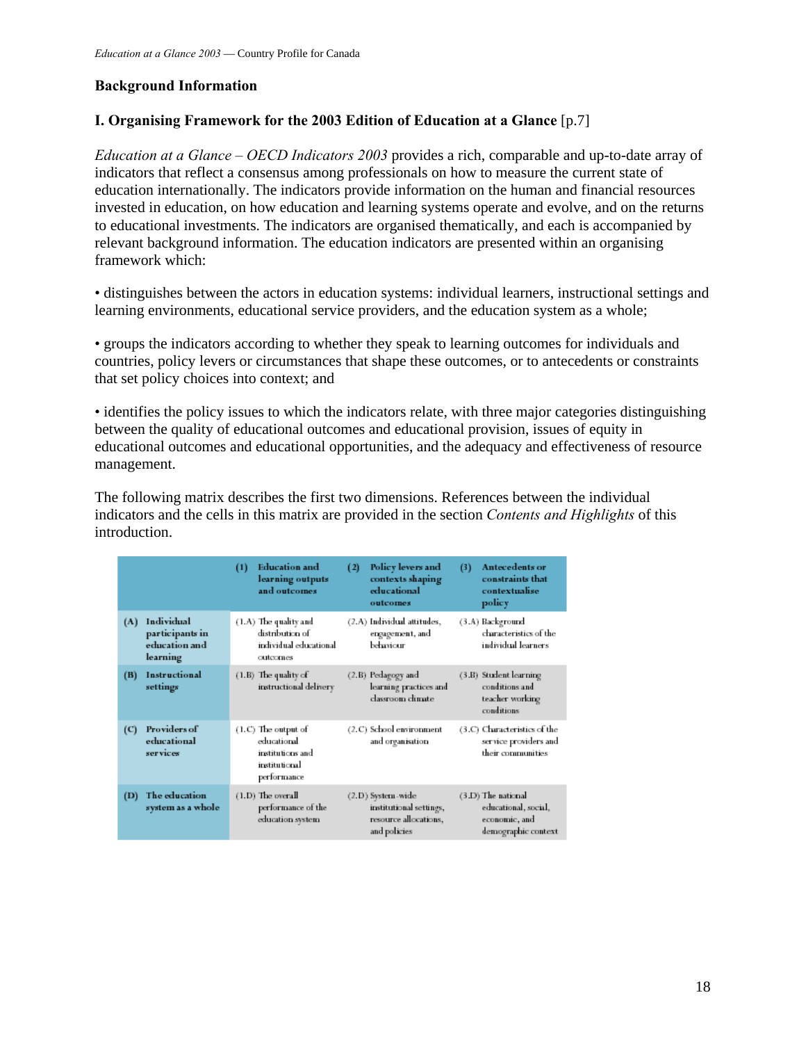## Background Information

### I. Organising Framework for the 2003 Edition of Education at a Glance [p.7]

*Education at a Glance – OECD Indicators 2003* provides a rich, comparable and up-to-date array of indicators that reflect a consensus among professionals on how to measure the current state of education internationally. The indicators provide information on the human and financial resources invested in education, on how education and learning systems operate and evolve, and on the returns to educational investments. The indicators are organised thematically, and each is accompanied by relevant background information. The education indicators are presented within an organising framework which:

• distinguishes between the actors in education systems: individual learners, instructional settings and learning environments, educational service providers, and the education system as a whole;

• groups the indicators according to whether they speak to learning outcomes for individuals and countries, policy levers or circumstances that shape these outcomes, or to antecedents or constraints that set policy choices into context; and

• identifies the policy issues to which the indicators relate, with three major categories distinguishing between the quality of educational outcomes and educational provision, issues of equity in educational outcomes and educational opportunities, and the adequacy and effectiveness of resource management.

The following matrix describes the first two dimensions. References between the individual indicators and the cells in this matrix are provided in the section *Contents and Highlights* of this introduction.

| | (1) Education and learning outputs and outcomes | (2) Policy levers and contexts shaping educational outcomes | (3) Antecedents or constraints that contextualise policy |
|---|---|---|---|
| (A) Individual participants in education and learning | (1.A) The quality and distribution of individual educational outcomes | (2.A) Individual attitudes, engagement, and behaviour | (3.A) Background characteristics of the individual learners |
| (B) Instructional settings | (1.B) The quality of instructional delivery | (2.B) Pedagogy and learning practices and classroom climate | (3.B) Student learning conditions and teacher working conditions |
| (C) Providers of educational services | (1.C) The output of educational institutions and institutional performance | (2.C) School environment and organisation | (3.C) Characteristics of the service providers and their communities |
| (D) The education system as a whole | (1.D) The overall performance of the education system | (2.D) System-wide institutional settings, resource allocations, and policies | (3.D) The national educational, social, economic, and demographic context |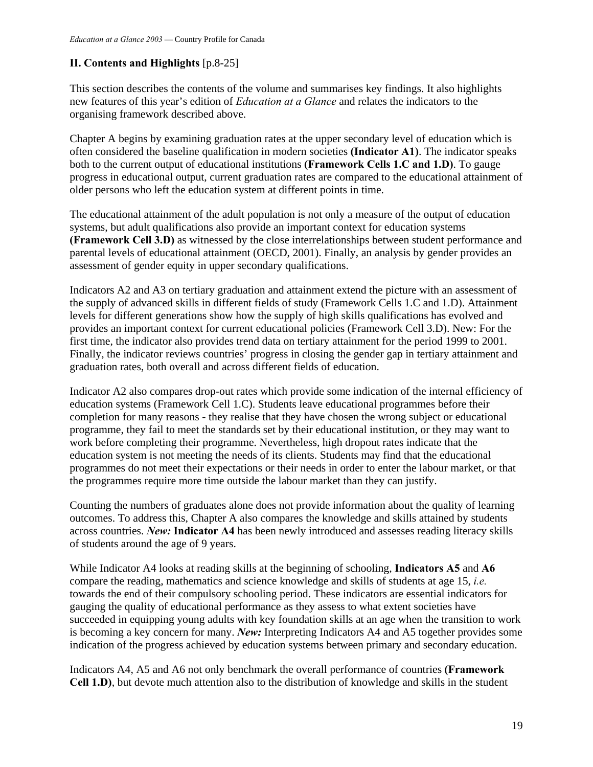## II. Contents and Highlights [p.8-25]

This section describes the contents of the volume and summarises key findings. It also highlights new features of this year's edition of *Education at a Glance* and relates the indicators to the organising framework described above.

Chapter A begins by examining graduation rates at the upper secondary level of education which is often considered the baseline qualification in modern societies **(Indicator A1)**. The indicator speaks both to the current output of educational institutions **(Framework Cells 1.C and 1.D)**. To gauge progress in educational output, current graduation rates are compared to the educational attainment of older persons who left the education system at different points in time.

The educational attainment of the adult population is not only a measure of the output of education systems, but adult qualifications also provide an important context for education systems **(Framework Cell 3.D)** as witnessed by the close interrelationships between student performance and parental levels of educational attainment (OECD, 2001). Finally, an analysis by gender provides an assessment of gender equity in upper secondary qualifications.

Indicators A2 and A3 on tertiary graduation and attainment extend the picture with an assessment of the supply of advanced skills in different fields of study (Framework Cells 1.C and 1.D). Attainment levels for different generations show how the supply of high skills qualifications has evolved and provides an important context for current educational policies (Framework Cell 3.D). New: For the first time, the indicator also provides trend data on tertiary attainment for the period 1999 to 2001. Finally, the indicator reviews countries' progress in closing the gender gap in tertiary attainment and graduation rates, both overall and across different fields of education.

Indicator A2 also compares drop-out rates which provide some indication of the internal efficiency of education systems (Framework Cell 1.C). Students leave educational programmes before their completion for many reasons - they realise that they have chosen the wrong subject or educational programme, they fail to meet the standards set by their educational institution, or they may want to work before completing their programme. Nevertheless, high dropout rates indicate that the education system is not meeting the needs of its clients. Students may find that the educational programmes do not meet their expectations or their needs in order to enter the labour market, or that the programmes require more time outside the labour market than they can justify.

Counting the numbers of graduates alone does not provide information about the quality of learning outcomes. To address this, Chapter A also compares the knowledge and skills attained by students across countries. ***New:*** **Indicator A4** has been newly introduced and assesses reading literacy skills of students around the age of 9 years.

While Indicator A4 looks at reading skills at the beginning of schooling, **Indicators A5** and **A6** compare the reading, mathematics and science knowledge and skills of students at age 15, *i.e.* towards the end of their compulsory schooling period. These indicators are essential indicators for gauging the quality of educational performance as they assess to what extent societies have succeeded in equipping young adults with key foundation skills at an age when the transition to work is becoming a key concern for many. ***New:*** Interpreting Indicators A4 and A5 together provides some indication of the progress achieved by education systems between primary and secondary education.

Indicators A4, A5 and A6 not only benchmark the overall performance of countries **(Framework Cell 1.D)**, but devote much attention also to the distribution of knowledge and skills in the student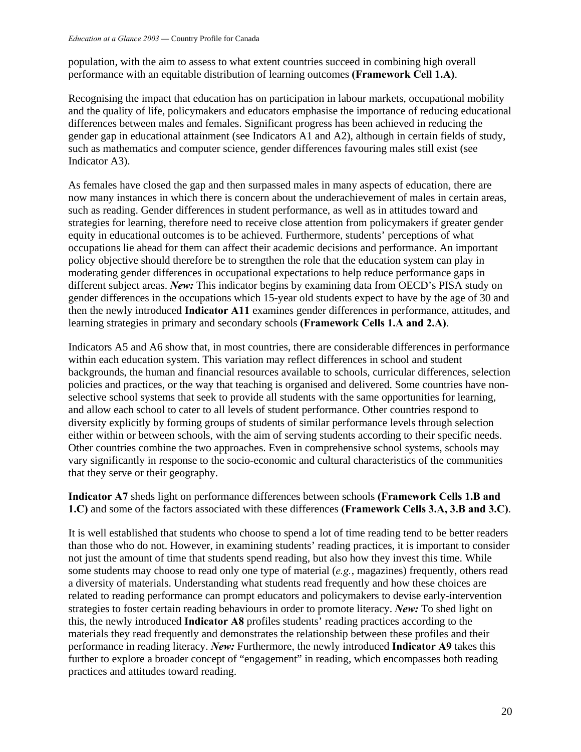population, with the aim to assess to what extent countries succeed in combining high overall performance with an equitable distribution of learning outcomes **(Framework Cell 1.A)**.

Recognising the impact that education has on participation in labour markets, occupational mobility and the quality of life, policymakers and educators emphasise the importance of reducing educational differences between males and females. Significant progress has been achieved in reducing the gender gap in educational attainment (see Indicators A1 and A2), although in certain fields of study, such as mathematics and computer science, gender differences favouring males still exist (see Indicator A3).

As females have closed the gap and then surpassed males in many aspects of education, there are now many instances in which there is concern about the underachievement of males in certain areas, such as reading. Gender differences in student performance, as well as in attitudes toward and strategies for learning, therefore need to receive close attention from policymakers if greater gender equity in educational outcomes is to be achieved. Furthermore, students' perceptions of what occupations lie ahead for them can affect their academic decisions and performance. An important policy objective should therefore be to strengthen the role that the education system can play in moderating gender differences in occupational expectations to help reduce performance gaps in different subject areas. ***New:*** This indicator begins by examining data from OECD's PISA study on gender differences in the occupations which 15-year old students expect to have by the age of 30 and then the newly introduced **Indicator A11** examines gender differences in performance, attitudes, and learning strategies in primary and secondary schools **(Framework Cells 1.A and 2.A)**.

Indicators A5 and A6 show that, in most countries, there are considerable differences in performance within each education system. This variation may reflect differences in school and student backgrounds, the human and financial resources available to schools, curricular differences, selection policies and practices, or the way that teaching is organised and delivered. Some countries have non-selective school systems that seek to provide all students with the same opportunities for learning, and allow each school to cater to all levels of student performance. Other countries respond to diversity explicitly by forming groups of students of similar performance levels through selection either within or between schools, with the aim of serving students according to their specific needs. Other countries combine the two approaches. Even in comprehensive school systems, schools may vary significantly in response to the socio-economic and cultural characteristics of the communities that they serve or their geography.

**Indicator A7** sheds light on performance differences between schools **(Framework Cells 1.B and 1.C)** and some of the factors associated with these differences **(Framework Cells 3.A, 3.B and 3.C)**.

It is well established that students who choose to spend a lot of time reading tend to be better readers than those who do not. However, in examining students' reading practices, it is important to consider not just the amount of time that students spend reading, but also how they invest this time. While some students may choose to read only one type of material (*e.g.*, magazines) frequently, others read a diversity of materials. Understanding what students read frequently and how these choices are related to reading performance can prompt educators and policymakers to devise early-intervention strategies to foster certain reading behaviours in order to promote literacy. ***New:*** To shed light on this, the newly introduced **Indicator A8** profiles students' reading practices according to the materials they read frequently and demonstrates the relationship between these profiles and their performance in reading literacy. ***New:*** Furthermore, the newly introduced **Indicator A9** takes this further to explore a broader concept of "engagement" in reading, which encompasses both reading practices and attitudes toward reading.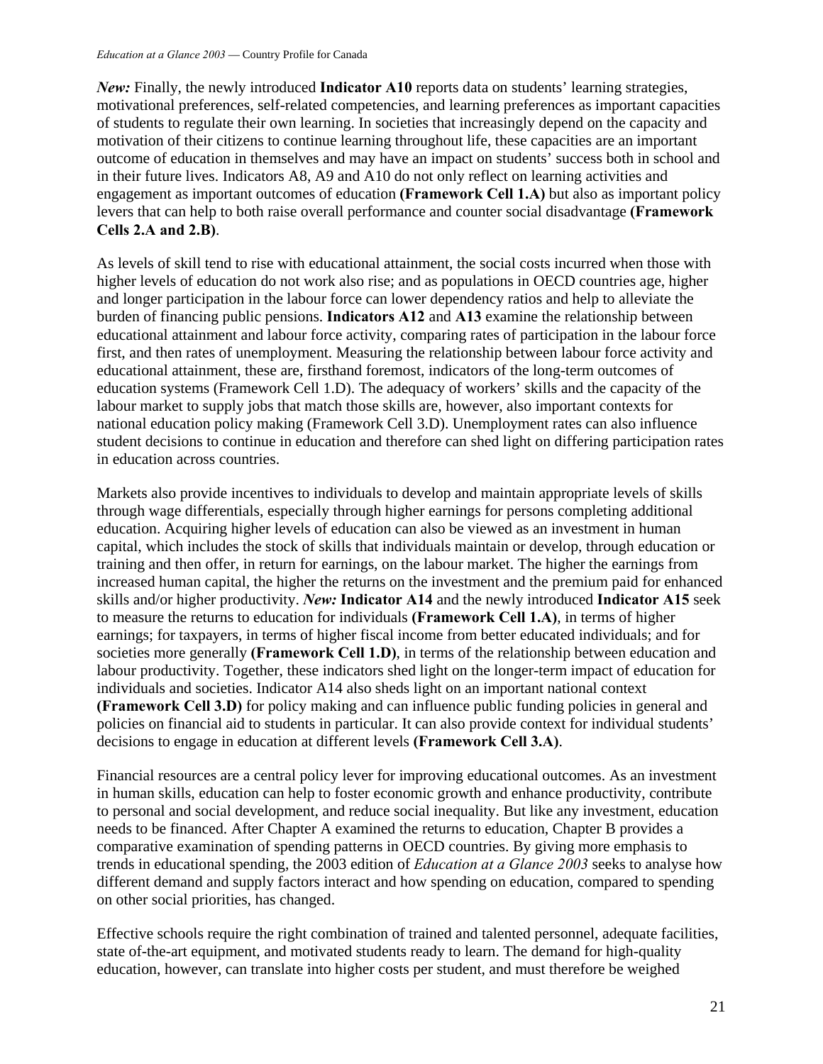***New:*** Finally, the newly introduced **Indicator A10** reports data on students' learning strategies, motivational preferences, self-related competencies, and learning preferences as important capacities of students to regulate their own learning. In societies that increasingly depend on the capacity and motivation of their citizens to continue learning throughout life, these capacities are an important outcome of education in themselves and may have an impact on students' success both in school and in their future lives. Indicators A8, A9 and A10 do not only reflect on learning activities and engagement as important outcomes of education **(Framework Cell 1.A)** but also as important policy levers that can help to both raise overall performance and counter social disadvantage **(Framework Cells 2.A and 2.B)**.

As levels of skill tend to rise with educational attainment, the social costs incurred when those with higher levels of education do not work also rise; and as populations in OECD countries age, higher and longer participation in the labour force can lower dependency ratios and help to alleviate the burden of financing public pensions. **Indicators A12** and **A13** examine the relationship between educational attainment and labour force activity, comparing rates of participation in the labour force first, and then rates of unemployment. Measuring the relationship between labour force activity and educational attainment, these are, firsthand foremost, indicators of the long-term outcomes of education systems (Framework Cell 1.D). The adequacy of workers' skills and the capacity of the labour market to supply jobs that match those skills are, however, also important contexts for national education policy making (Framework Cell 3.D). Unemployment rates can also influence student decisions to continue in education and therefore can shed light on differing participation rates in education across countries.

Markets also provide incentives to individuals to develop and maintain appropriate levels of skills through wage differentials, especially through higher earnings for persons completing additional education. Acquiring higher levels of education can also be viewed as an investment in human capital, which includes the stock of skills that individuals maintain or develop, through education or training and then offer, in return for earnings, on the labour market. The higher the earnings from increased human capital, the higher the returns on the investment and the premium paid for enhanced skills and/or higher productivity. ***New:*** **Indicator A14** and the newly introduced **Indicator A15** seek to measure the returns to education for individuals **(Framework Cell 1.A)**, in terms of higher earnings; for taxpayers, in terms of higher fiscal income from better educated individuals; and for societies more generally **(Framework Cell 1.D)**, in terms of the relationship between education and labour productivity. Together, these indicators shed light on the longer-term impact of education for individuals and societies. Indicator A14 also sheds light on an important national context **(Framework Cell 3.D)** for policy making and can influence public funding policies in general and policies on financial aid to students in particular. It can also provide context for individual students' decisions to engage in education at different levels **(Framework Cell 3.A)**.

Financial resources are a central policy lever for improving educational outcomes. As an investment in human skills, education can help to foster economic growth and enhance productivity, contribute to personal and social development, and reduce social inequality. But like any investment, education needs to be financed. After Chapter A examined the returns to education, Chapter B provides a comparative examination of spending patterns in OECD countries. By giving more emphasis to trends in educational spending, the 2003 edition of *Education at a Glance 2003* seeks to analyse how different demand and supply factors interact and how spending on education, compared to spending on other social priorities, has changed.

Effective schools require the right combination of trained and talented personnel, adequate facilities, state-of-the-art equipment, and motivated students ready to learn. The demand for high-quality education, however, can translate into higher costs per student, and must therefore be weighed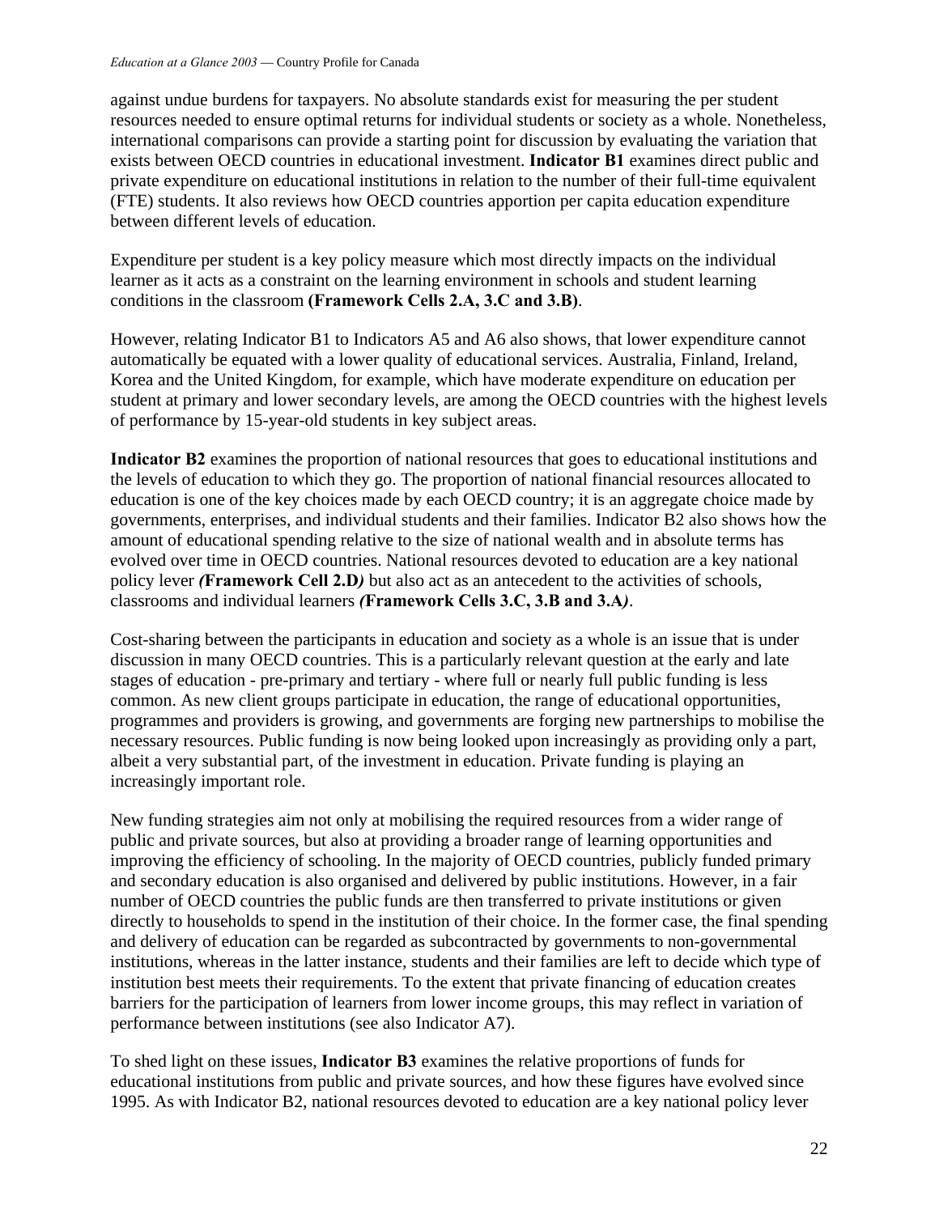against undue burdens for taxpayers. No absolute standards exist for measuring the per student resources needed to ensure optimal returns for individual students or society as a whole. Nonetheless, international comparisons can provide a starting point for discussion by evaluating the variation that exists between OECD countries in educational investment. **Indicator B1** examines direct public and private expenditure on educational institutions in relation to the number of their full-time equivalent (FTE) students. It also reviews how OECD countries apportion per capita education expenditure between different levels of education.

Expenditure per student is a key policy measure which most directly impacts on the individual learner as it acts as a constraint on the learning environment in schools and student learning conditions in the classroom **(Framework Cells 2.A, 3.C and 3.B)**.

However, relating Indicator B1 to Indicators A5 and A6 also shows, that lower expenditure cannot automatically be equated with a lower quality of educational services. Australia, Finland, Ireland, Korea and the United Kingdom, for example, which have moderate expenditure on education per student at primary and lower secondary levels, are among the OECD countries with the highest levels of performance by 15-year-old students in key subject areas.

**Indicator B2** examines the proportion of national resources that goes to educational institutions and the levels of education to which they go. The proportion of national financial resources allocated to education is one of the key choices made by each OECD country; it is an aggregate choice made by governments, enterprises, and individual students and their families. Indicator B2 also shows how the amount of educational spending relative to the size of national wealth and in absolute terms has evolved over time in OECD countries. National resources devoted to education are a key national policy lever ***(*Framework Cell 2.D*)*** but also act as an antecedent to the activities of schools, classrooms and individual learners ***(*Framework Cells 3.C, 3.B and 3.A*)***.

Cost-sharing between the participants in education and society as a whole is an issue that is under discussion in many OECD countries. This is a particularly relevant question at the early and late stages of education - pre-primary and tertiary - where full or nearly full public funding is less common. As new client groups participate in education, the range of educational opportunities, programmes and providers is growing, and governments are forging new partnerships to mobilise the necessary resources. Public funding is now being looked upon increasingly as providing only a part, albeit a very substantial part, of the investment in education. Private funding is playing an increasingly important role.

New funding strategies aim not only at mobilising the required resources from a wider range of public and private sources, but also at providing a broader range of learning opportunities and improving the efficiency of schooling. In the majority of OECD countries, publicly funded primary and secondary education is also organised and delivered by public institutions. However, in a fair number of OECD countries the public funds are then transferred to private institutions or given directly to households to spend in the institution of their choice. In the former case, the final spending and delivery of education can be regarded as subcontracted by governments to non-governmental institutions, whereas in the latter instance, students and their families are left to decide which type of institution best meets their requirements. To the extent that private financing of education creates barriers for the participation of learners from lower income groups, this may reflect in variation of performance between institutions (see also Indicator A7).

To shed light on these issues, **Indicator B3** examines the relative proportions of funds for educational institutions from public and private sources, and how these figures have evolved since 1995. As with Indicator B2, national resources devoted to education are a key national policy lever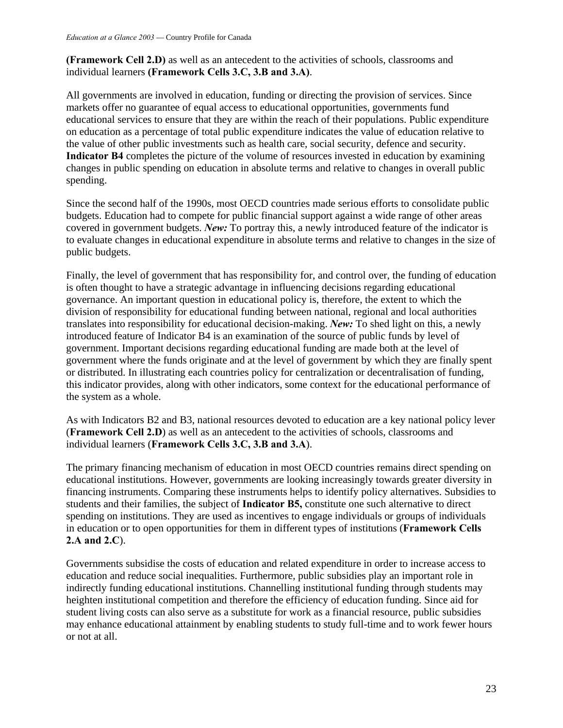**(Framework Cell 2.D)** as well as an antecedent to the activities of schools, classrooms and individual learners **(Framework Cells 3.C, 3.B and 3.A)**.

All governments are involved in education, funding or directing the provision of services. Since markets offer no guarantee of equal access to educational opportunities, governments fund educational services to ensure that they are within the reach of their populations. Public expenditure on education as a percentage of total public expenditure indicates the value of education relative to the value of other public investments such as health care, social security, defence and security. **Indicator B4** completes the picture of the volume of resources invested in education by examining changes in public spending on education in absolute terms and relative to changes in overall public spending.

Since the second half of the 1990s, most OECD countries made serious efforts to consolidate public budgets. Education had to compete for public financial support against a wide range of other areas covered in government budgets. ***New:*** To portray this, a newly introduced feature of the indicator is to evaluate changes in educational expenditure in absolute terms and relative to changes in the size of public budgets.

Finally, the level of government that has responsibility for, and control over, the funding of education is often thought to have a strategic advantage in influencing decisions regarding educational governance. An important question in educational policy is, therefore, the extent to which the division of responsibility for educational funding between national, regional and local authorities translates into responsibility for educational decision-making. ***New:*** To shed light on this, a newly introduced feature of Indicator B4 is an examination of the source of public funds by level of government. Important decisions regarding educational funding are made both at the level of government where the funds originate and at the level of government by which they are finally spent or distributed. In illustrating each countries policy for centralization or decentralisation of funding, this indicator provides, along with other indicators, some context for the educational performance of the system as a whole.

As with Indicators B2 and B3, national resources devoted to education are a key national policy lever (**Framework Cell 2.D**) as well as an antecedent to the activities of schools, classrooms and individual learners (**Framework Cells 3.C, 3.B and 3.A**).

The primary financing mechanism of education in most OECD countries remains direct spending on educational institutions. However, governments are looking increasingly towards greater diversity in financing instruments. Comparing these instruments helps to identify policy alternatives. Subsidies to students and their families, the subject of **Indicator B5,** constitute one such alternative to direct spending on institutions. They are used as incentives to engage individuals or groups of individuals in education or to open opportunities for them in different types of institutions (**Framework Cells 2.A and 2.C**).

Governments subsidise the costs of education and related expenditure in order to increase access to education and reduce social inequalities. Furthermore, public subsidies play an important role in indirectly funding educational institutions. Channelling institutional funding through students may heighten institutional competition and therefore the efficiency of education funding. Since aid for student living costs can also serve as a substitute for work as a financial resource, public subsidies may enhance educational attainment by enabling students to study full-time and to work fewer hours or not at all.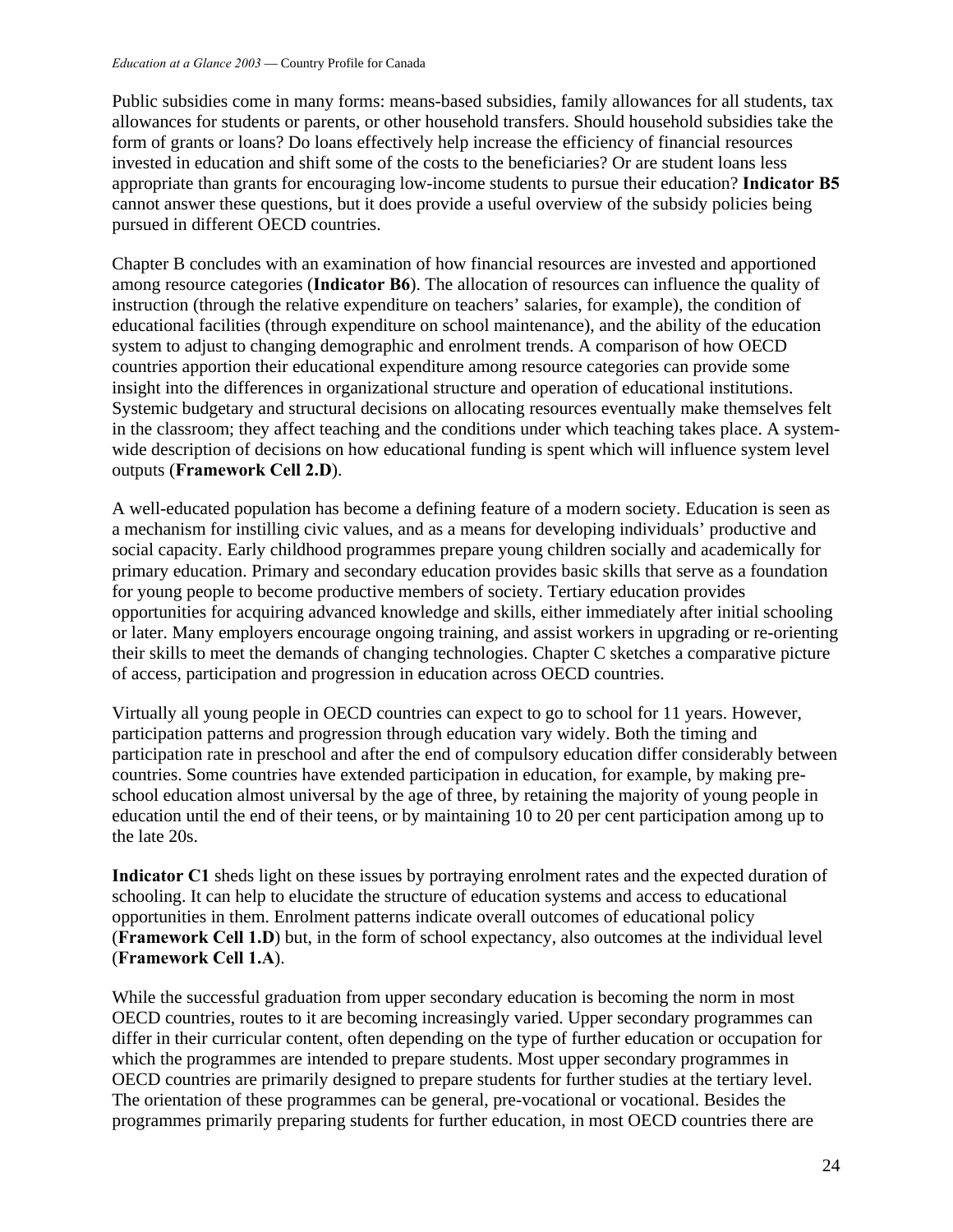Public subsidies come in many forms: means-based subsidies, family allowances for all students, tax allowances for students or parents, or other household transfers. Should household subsidies take the form of grants or loans? Do loans effectively help increase the efficiency of financial resources invested in education and shift some of the costs to the beneficiaries? Or are student loans less appropriate than grants for encouraging low-income students to pursue their education? **Indicator B5** cannot answer these questions, but it does provide a useful overview of the subsidy policies being pursued in different OECD countries.

Chapter B concludes with an examination of how financial resources are invested and apportioned among resource categories (**Indicator B6**). The allocation of resources can influence the quality of instruction (through the relative expenditure on teachers' salaries, for example), the condition of educational facilities (through expenditure on school maintenance), and the ability of the education system to adjust to changing demographic and enrolment trends. A comparison of how OECD countries apportion their educational expenditure among resource categories can provide some insight into the differences in organizational structure and operation of educational institutions. Systemic budgetary and structural decisions on allocating resources eventually make themselves felt in the classroom; they affect teaching and the conditions under which teaching takes place. A system-wide description of decisions on how educational funding is spent which will influence system level outputs (**Framework Cell 2.D**).

A well-educated population has become a defining feature of a modern society. Education is seen as a mechanism for instilling civic values, and as a means for developing individuals' productive and social capacity. Early childhood programmes prepare young children socially and academically for primary education. Primary and secondary education provides basic skills that serve as a foundation for young people to become productive members of society. Tertiary education provides opportunities for acquiring advanced knowledge and skills, either immediately after initial schooling or later. Many employers encourage ongoing training, and assist workers in upgrading or re-orienting their skills to meet the demands of changing technologies. Chapter C sketches a comparative picture of access, participation and progression in education across OECD countries.

Virtually all young people in OECD countries can expect to go to school for 11 years. However, participation patterns and progression through education vary widely. Both the timing and participation rate in preschool and after the end of compulsory education differ considerably between countries. Some countries have extended participation in education, for example, by making pre-school education almost universal by the age of three, by retaining the majority of young people in education until the end of their teens, or by maintaining 10 to 20 per cent participation among up to the late 20s.

**Indicator C1** sheds light on these issues by portraying enrolment rates and the expected duration of schooling. It can help to elucidate the structure of education systems and access to educational opportunities in them. Enrolment patterns indicate overall outcomes of educational policy (**Framework Cell 1.D**) but, in the form of school expectancy, also outcomes at the individual level (**Framework Cell 1.A**).

While the successful graduation from upper secondary education is becoming the norm in most OECD countries, routes to it are becoming increasingly varied. Upper secondary programmes can differ in their curricular content, often depending on the type of further education or occupation for which the programmes are intended to prepare students. Most upper secondary programmes in OECD countries are primarily designed to prepare students for further studies at the tertiary level. The orientation of these programmes can be general, pre-vocational or vocational. Besides the programmes primarily preparing students for further education, in most OECD countries there are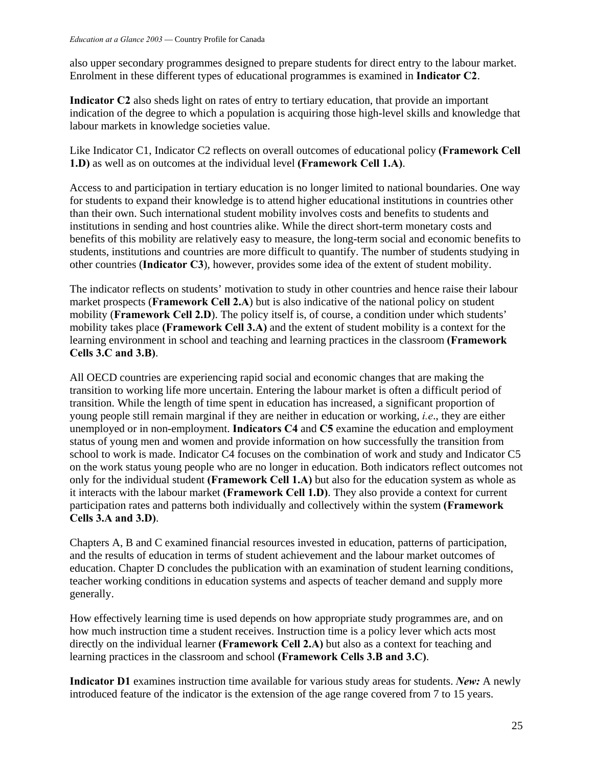also upper secondary programmes designed to prepare students for direct entry to the labour market. Enrolment in these different types of educational programmes is examined in **Indicator C2**.

**Indicator C2** also sheds light on rates of entry to tertiary education, that provide an important indication of the degree to which a population is acquiring those high-level skills and knowledge that labour markets in knowledge societies value.

Like Indicator C1, Indicator C2 reflects on overall outcomes of educational policy **(Framework Cell 1.D)** as well as on outcomes at the individual level **(Framework Cell 1.A)**.

Access to and participation in tertiary education is no longer limited to national boundaries. One way for students to expand their knowledge is to attend higher educational institutions in countries other than their own. Such international student mobility involves costs and benefits to students and institutions in sending and host countries alike. While the direct short-term monetary costs and benefits of this mobility are relatively easy to measure, the long-term social and economic benefits to students, institutions and countries are more difficult to quantify. The number of students studying in other countries (**Indicator C3**), however, provides some idea of the extent of student mobility.

The indicator reflects on students' motivation to study in other countries and hence raise their labour market prospects (**Framework Cell 2.A**) but is also indicative of the national policy on student mobility (**Framework Cell 2.D**). The policy itself is, of course, a condition under which students' mobility takes place **(Framework Cell 3.A)** and the extent of student mobility is a context for the learning environment in school and teaching and learning practices in the classroom **(Framework Cells 3.C and 3.B)**.

All OECD countries are experiencing rapid social and economic changes that are making the transition to working life more uncertain. Entering the labour market is often a difficult period of transition. While the length of time spent in education has increased, a significant proportion of young people still remain marginal if they are neither in education or working, *i.e*., they are either unemployed or in non-employment. **Indicators C4** and **C5** examine the education and employment status of young men and women and provide information on how successfully the transition from school to work is made. Indicator C4 focuses on the combination of work and study and Indicator C5 on the work status young people who are no longer in education. Both indicators reflect outcomes not only for the individual student **(Framework Cell 1.A)** but also for the education system as whole as it interacts with the labour market **(Framework Cell 1.D)**. They also provide a context for current participation rates and patterns both individually and collectively within the system **(Framework Cells 3.A and 3.D)**.

Chapters A, B and C examined financial resources invested in education, patterns of participation, and the results of education in terms of student achievement and the labour market outcomes of education. Chapter D concludes the publication with an examination of student learning conditions, teacher working conditions in education systems and aspects of teacher demand and supply more generally.

How effectively learning time is used depends on how appropriate study programmes are, and on how much instruction time a student receives. Instruction time is a policy lever which acts most directly on the individual learner **(Framework Cell 2.A)** but also as a context for teaching and learning practices in the classroom and school **(Framework Cells 3.B and 3.C)**.

**Indicator D1** examines instruction time available for various study areas for students. ***New:*** A newly introduced feature of the indicator is the extension of the age range covered from 7 to 15 years.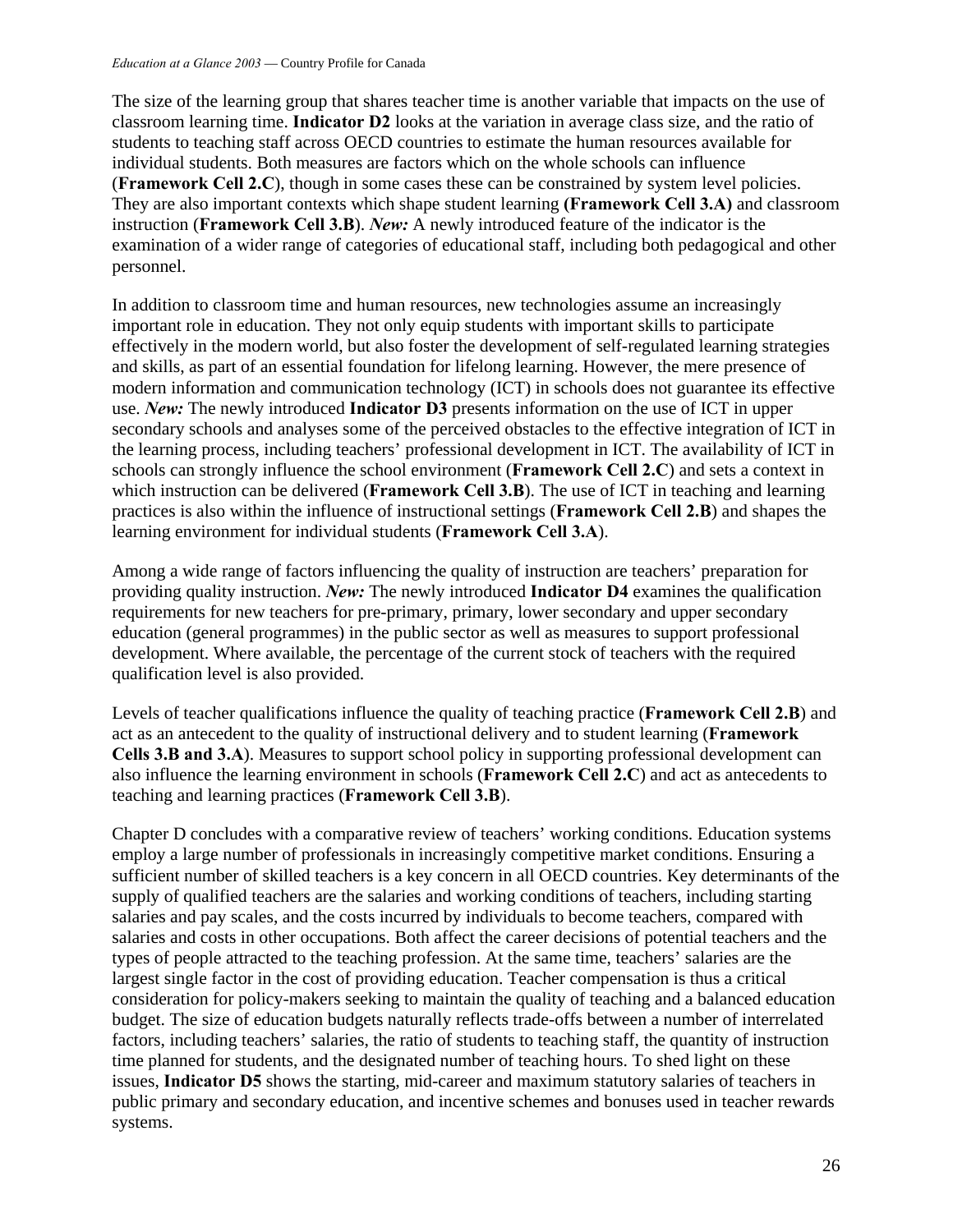The size of the learning group that shares teacher time is another variable that impacts on the use of classroom learning time. **Indicator D2** looks at the variation in average class size, and the ratio of students to teaching staff across OECD countries to estimate the human resources available for individual students. Both measures are factors which on the whole schools can influence (**Framework Cell 2.C**), though in some cases these can be constrained by system level policies. They are also important contexts which shape student learning **(Framework Cell 3.A)** and classroom instruction (**Framework Cell 3.B**). ***New:*** A newly introduced feature of the indicator is the examination of a wider range of categories of educational staff, including both pedagogical and other personnel.

In addition to classroom time and human resources, new technologies assume an increasingly important role in education. They not only equip students with important skills to participate effectively in the modern world, but also foster the development of self-regulated learning strategies and skills, as part of an essential foundation for lifelong learning. However, the mere presence of modern information and communication technology (ICT) in schools does not guarantee its effective use. ***New:*** The newly introduced **Indicator D3** presents information on the use of ICT in upper secondary schools and analyses some of the perceived obstacles to the effective integration of ICT in the learning process, including teachers' professional development in ICT. The availability of ICT in schools can strongly influence the school environment (**Framework Cell 2.C**) and sets a context in which instruction can be delivered (**Framework Cell 3.B**). The use of ICT in teaching and learning practices is also within the influence of instructional settings (**Framework Cell 2.B**) and shapes the learning environment for individual students (**Framework Cell 3.A**).

Among a wide range of factors influencing the quality of instruction are teachers' preparation for providing quality instruction. ***New:*** The newly introduced **Indicator D4** examines the qualification requirements for new teachers for pre-primary, primary, lower secondary and upper secondary education (general programmes) in the public sector as well as measures to support professional development. Where available, the percentage of the current stock of teachers with the required qualification level is also provided.

Levels of teacher qualifications influence the quality of teaching practice (**Framework Cell 2.B**) and act as an antecedent to the quality of instructional delivery and to student learning (**Framework Cells 3.B and 3.A**). Measures to support school policy in supporting professional development can also influence the learning environment in schools (**Framework Cell 2.C**) and act as antecedents to teaching and learning practices (**Framework Cell 3.B**).

Chapter D concludes with a comparative review of teachers' working conditions. Education systems employ a large number of professionals in increasingly competitive market conditions. Ensuring a sufficient number of skilled teachers is a key concern in all OECD countries. Key determinants of the supply of qualified teachers are the salaries and working conditions of teachers, including starting salaries and pay scales, and the costs incurred by individuals to become teachers, compared with salaries and costs in other occupations. Both affect the career decisions of potential teachers and the types of people attracted to the teaching profession. At the same time, teachers' salaries are the largest single factor in the cost of providing education. Teacher compensation is thus a critical consideration for policy-makers seeking to maintain the quality of teaching and a balanced education budget. The size of education budgets naturally reflects trade-offs between a number of interrelated factors, including teachers' salaries, the ratio of students to teaching staff, the quantity of instruction time planned for students, and the designated number of teaching hours. To shed light on these issues, **Indicator D5** shows the starting, mid-career and maximum statutory salaries of teachers in public primary and secondary education, and incentive schemes and bonuses used in teacher rewards systems.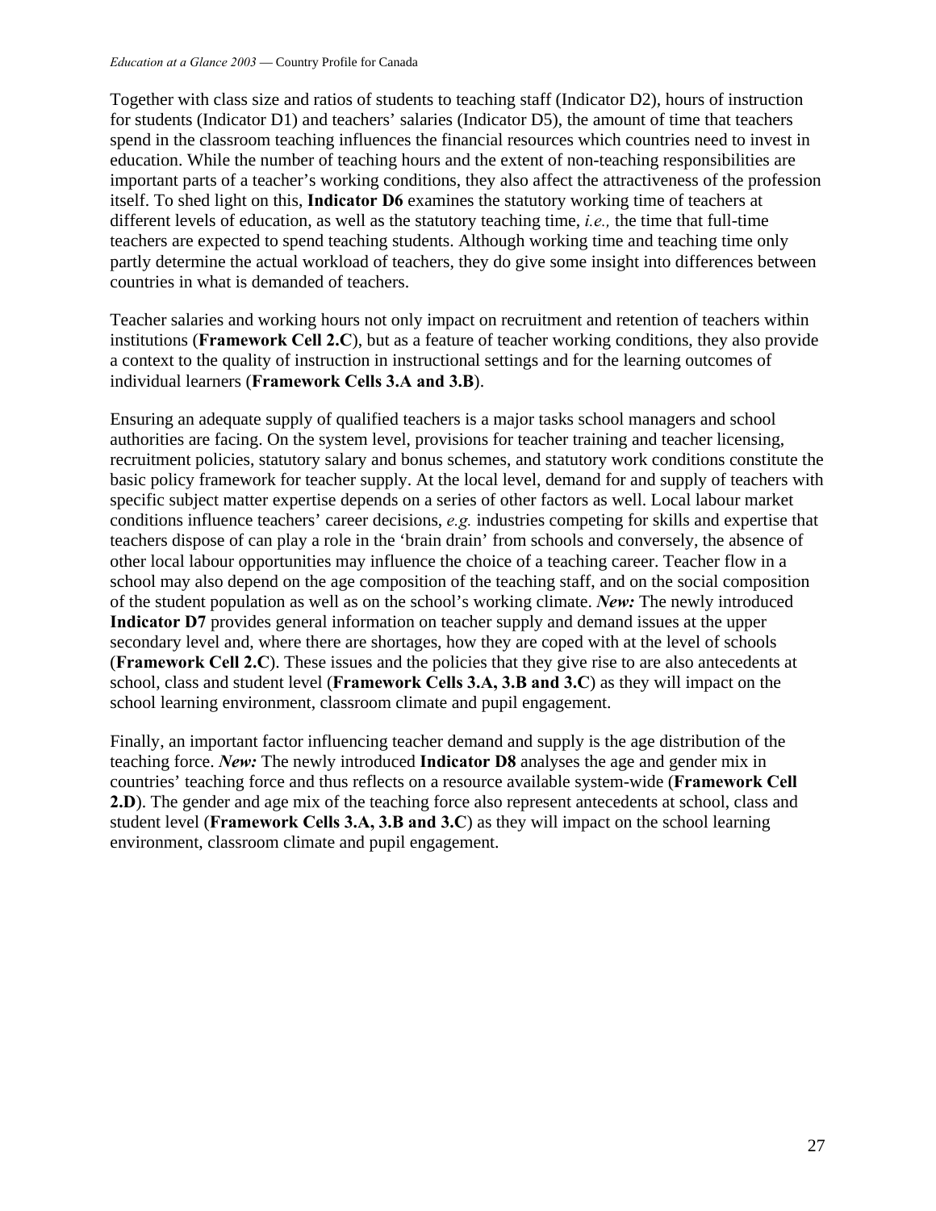Together with class size and ratios of students to teaching staff (Indicator D2), hours of instruction for students (Indicator D1) and teachers' salaries (Indicator D5), the amount of time that teachers spend in the classroom teaching influences the financial resources which countries need to invest in education. While the number of teaching hours and the extent of non-teaching responsibilities are important parts of a teacher's working conditions, they also affect the attractiveness of the profession itself. To shed light on this, **Indicator D6** examines the statutory working time of teachers at different levels of education, as well as the statutory teaching time, *i.e.,* the time that full-time teachers are expected to spend teaching students. Although working time and teaching time only partly determine the actual workload of teachers, they do give some insight into differences between countries in what is demanded of teachers.

Teacher salaries and working hours not only impact on recruitment and retention of teachers within institutions (**Framework Cell 2.C**), but as a feature of teacher working conditions, they also provide a context to the quality of instruction in instructional settings and for the learning outcomes of individual learners (**Framework Cells 3.A and 3.B**).

Ensuring an adequate supply of qualified teachers is a major tasks school managers and school authorities are facing. On the system level, provisions for teacher training and teacher licensing, recruitment policies, statutory salary and bonus schemes, and statutory work conditions constitute the basic policy framework for teacher supply. At the local level, demand for and supply of teachers with specific subject matter expertise depends on a series of other factors as well. Local labour market conditions influence teachers' career decisions, *e.g.* industries competing for skills and expertise that teachers dispose of can play a role in the 'brain drain' from schools and conversely, the absence of other local labour opportunities may influence the choice of a teaching career. Teacher flow in a school may also depend on the age composition of the teaching staff, and on the social composition of the student population as well as on the school's working climate. ***New:*** The newly introduced **Indicator D7** provides general information on teacher supply and demand issues at the upper secondary level and, where there are shortages, how they are coped with at the level of schools (**Framework Cell 2.C**). These issues and the policies that they give rise to are also antecedents at school, class and student level (**Framework Cells 3.A, 3.B and 3.C**) as they will impact on the school learning environment, classroom climate and pupil engagement.

Finally, an important factor influencing teacher demand and supply is the age distribution of the teaching force. ***New:*** The newly introduced **Indicator D8** analyses the age and gender mix in countries' teaching force and thus reflects on a resource available system-wide (**Framework Cell 2.D**). The gender and age mix of the teaching force also represent antecedents at school, class and student level (**Framework Cells 3.A, 3.B and 3.C**) as they will impact on the school learning environment, classroom climate and pupil engagement.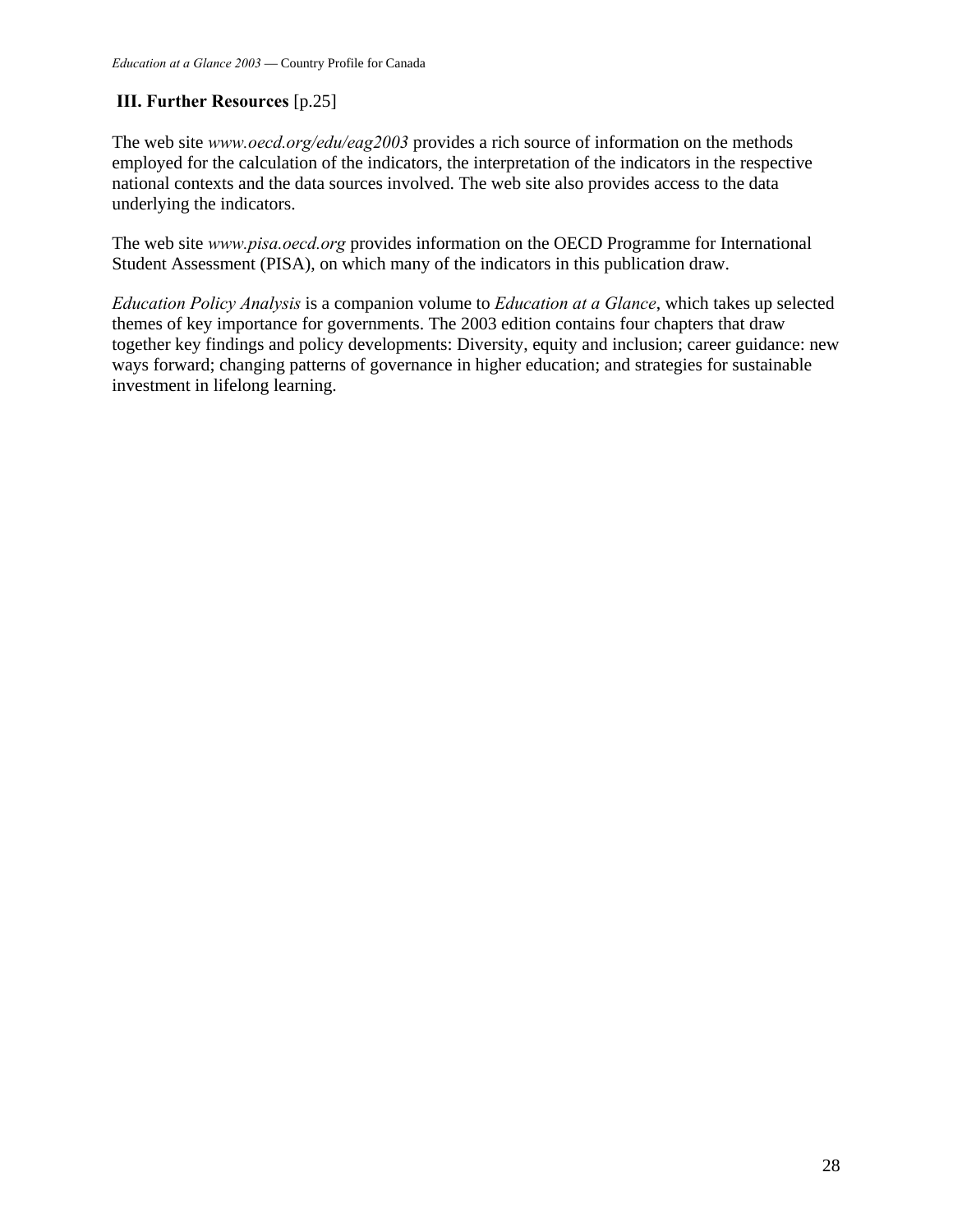### III. Further Resources [p.25]

The web site *www.oecd.org/edu/eag2003* provides a rich source of information on the methods employed for the calculation of the indicators, the interpretation of the indicators in the respective national contexts and the data sources involved. The web site also provides access to the data underlying the indicators.

The web site *www.pisa.oecd.org* provides information on the OECD Programme for International Student Assessment (PISA), on which many of the indicators in this publication draw.

*Education Policy Analysis* is a companion volume to *Education at a Glance*, which takes up selected themes of key importance for governments. The 2003 edition contains four chapters that draw together key findings and policy developments: Diversity, equity and inclusion; career guidance: new ways forward; changing patterns of governance in higher education; and strategies for sustainable investment in lifelong learning.